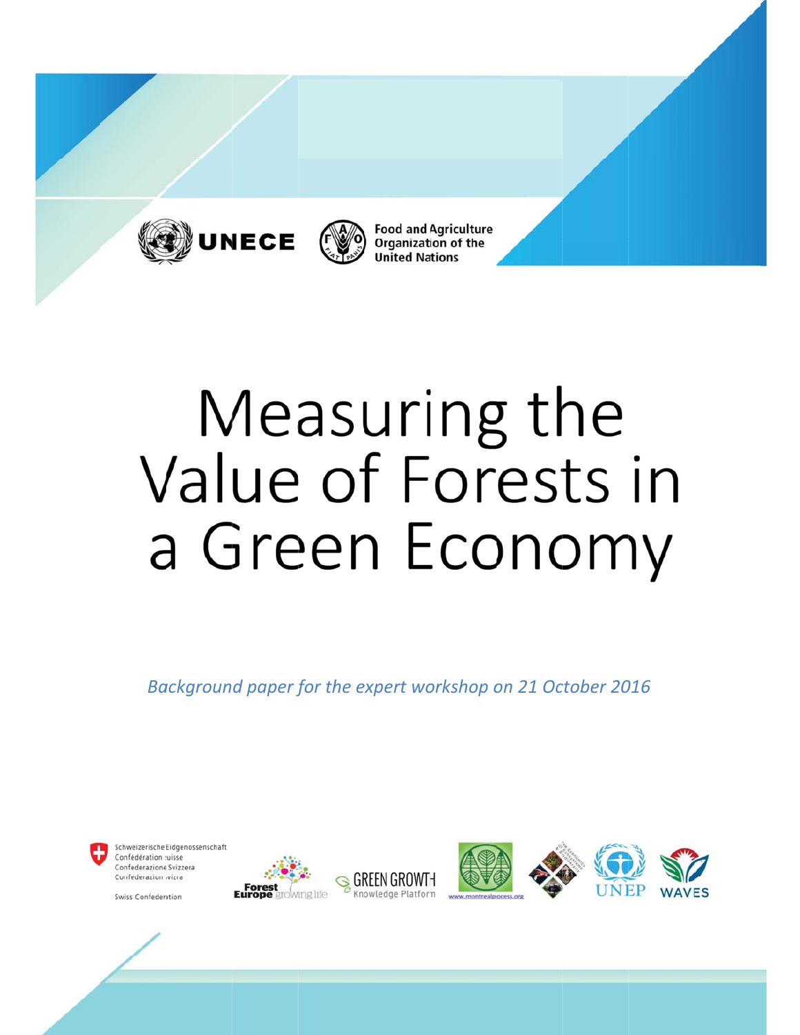UNECE

Food and Agriculture Organization of the United Nations

# Measuring the Value of Forests in a Green Economy

*Background paper for the expert workshop on 21 October 2016*

Schweizerische Eidgenossenschaft
Confédération suisse
Confederazione Svizzera
Confederaziun svizra

Swiss Confederation

Forest Europe growing life

GREEN GROWTH Knowledge Platform

www.montrealprocess.org

UNEP

WAVES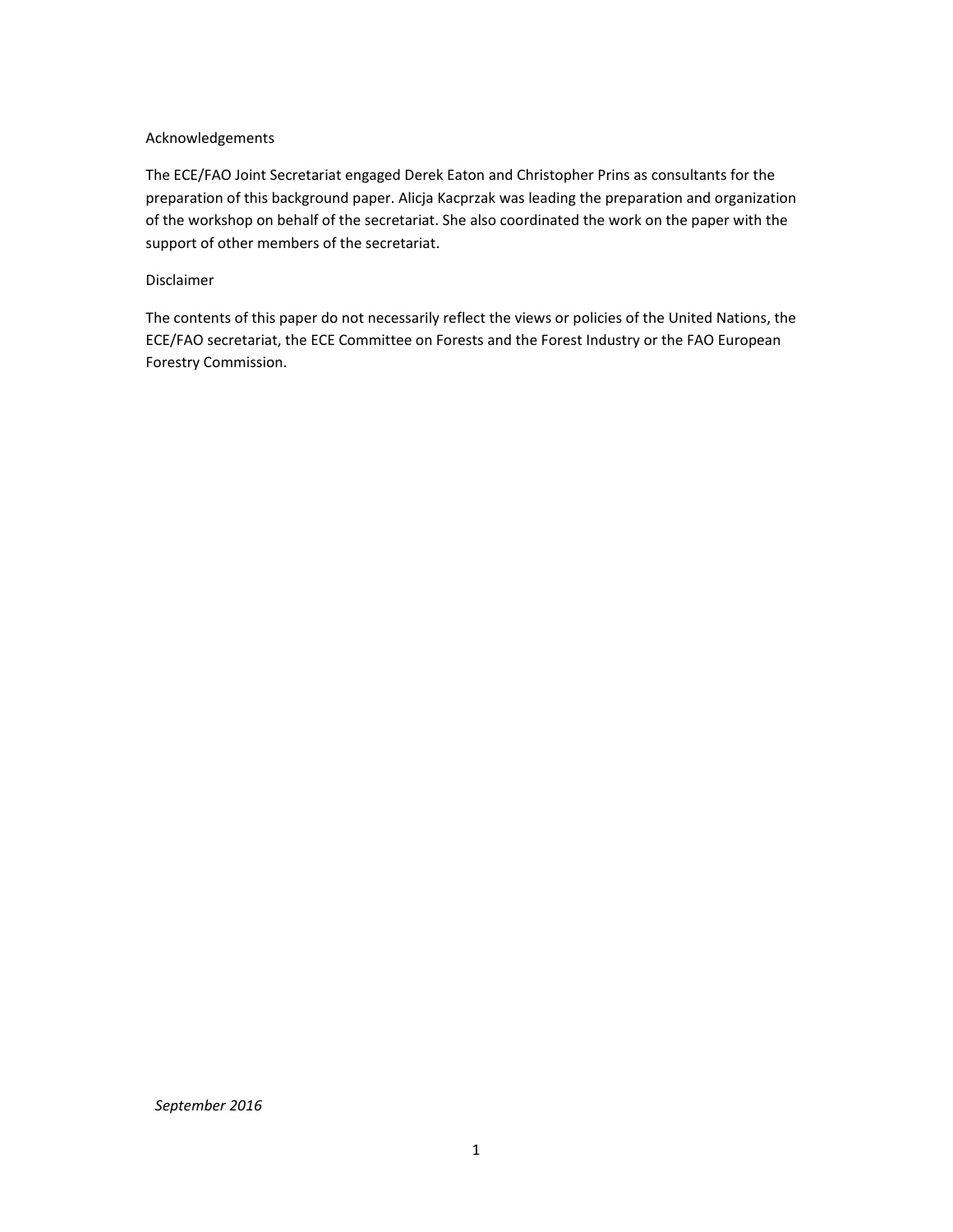Acknowledgements

The ECE/FAO Joint Secretariat engaged Derek Eaton and Christopher Prins as consultants for the preparation of this background paper. Alicja Kacprzak was leading the preparation and organization of the workshop on behalf of the secretariat. She also coordinated the work on the paper with the support of other members of the secretariat.

Disclaimer

The contents of this paper do not necessarily reflect the views or policies of the United Nations, the ECE/FAO secretariat, the ECE Committee on Forests and the Forest Industry or the FAO European Forestry Commission.

*September 2016*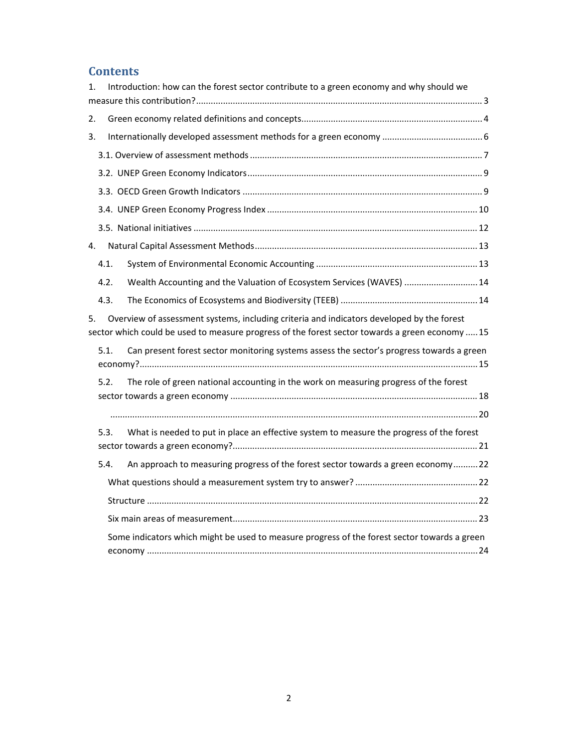## Contents

1. Introduction: how can the forest sector contribute to a green economy and why should we measure this contribution? ........ 3
2. Green economy related definitions and concepts ........ 4
3. Internationally developed assessment methods for a green economy ........ 6
   - 3.1. Overview of assessment methods ........ 7
   - 3.2. UNEP Green Economy Indicators ........ 9
   - 3.3. OECD Green Growth Indicators ........ 9
   - 3.4. UNEP Green Economy Progress Index ........ 10
   - 3.5. National initiatives ........ 12
4. Natural Capital Assessment Methods ........ 13
   - 4.1. System of Environmental Economic Accounting ........ 13
   - 4.2. Wealth Accounting and the Valuation of Ecosystem Services (WAVES) ........ 14
   - 4.3. The Economics of Ecosystems and Biodiversity (TEEB) ........ 14
5. Overview of assessment systems, including criteria and indicators developed by the forest sector which could be used to measure progress of the forest sector towards a green economy ........ 15
   - 5.1. Can present forest sector monitoring systems assess the sector's progress towards a green economy? ........ 15
   - 5.2. The role of green national accounting in the work on measuring progress of the forest sector towards a green economy ........ 18
   - ........ 20
   - 5.3. What is needed to put in place an effective system to measure the progress of the forest sector towards a green economy? ........ 21
   - 5.4. An approach to measuring progress of the forest sector towards a green economy ........ 22
     - What questions should a measurement system try to answer? ........ 22
     - Structure ........ 22
     - Six main areas of measurement ........ 23
     - Some indicators which might be used to measure progress of the forest sector towards a green economy ........ 24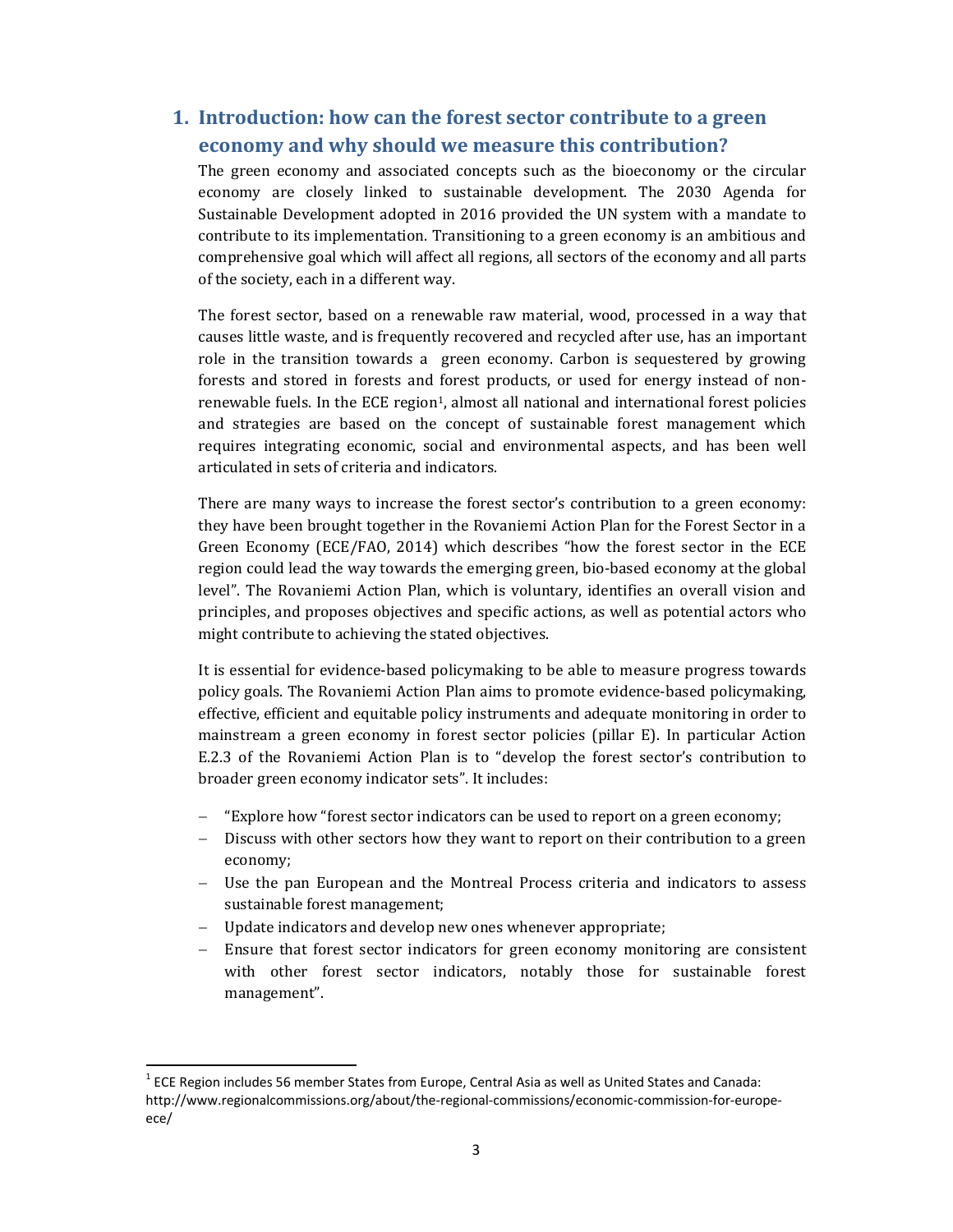# 1. Introduction: how can the forest sector contribute to a green economy and why should we measure this contribution?

The green economy and associated concepts such as the bioeconomy or the circular economy are closely linked to sustainable development. The 2030 Agenda for Sustainable Development adopted in 2016 provided the UN system with a mandate to contribute to its implementation. Transitioning to a green economy is an ambitious and comprehensive goal which will affect all regions, all sectors of the economy and all parts of the society, each in a different way.

The forest sector, based on a renewable raw material, wood, processed in a way that causes little waste, and is frequently recovered and recycled after use, has an important role in the transition towards a green economy. Carbon is sequestered by growing forests and stored in forests and forest products, or used for energy instead of non-renewable fuels. In the ECE region[1], almost all national and international forest policies and strategies are based on the concept of sustainable forest management which requires integrating economic, social and environmental aspects, and has been well articulated in sets of criteria and indicators.

There are many ways to increase the forest sector's contribution to a green economy: they have been brought together in the Rovaniemi Action Plan for the Forest Sector in a Green Economy (ECE/FAO, 2014) which describes "how the forest sector in the ECE region could lead the way towards the emerging green, bio-based economy at the global level". The Rovaniemi Action Plan, which is voluntary, identifies an overall vision and principles, and proposes objectives and specific actions, as well as potential actors who might contribute to achieving the stated objectives.

It is essential for evidence-based policymaking to be able to measure progress towards policy goals. The Rovaniemi Action Plan aims to promote evidence-based policymaking, effective, efficient and equitable policy instruments and adequate monitoring in order to mainstream a green economy in forest sector policies (pillar E). In particular Action E.2.3 of the Rovaniemi Action Plan is to "develop the forest sector's contribution to broader green economy indicator sets". It includes:

- "Explore how "forest sector indicators can be used to report on a green economy;
- Discuss with other sectors how they want to report on their contribution to a green economy;
- Use the pan European and the Montreal Process criteria and indicators to assess sustainable forest management;
- Update indicators and develop new ones whenever appropriate;
- Ensure that forest sector indicators for green economy monitoring are consistent with other forest sector indicators, notably those for sustainable forest management".

---

[1] ECE Region includes 56 member States from Europe, Central Asia as well as United States and Canada: http://www.regionalcommissions.org/about/the-regional-commissions/economic-commission-for-europe-ece/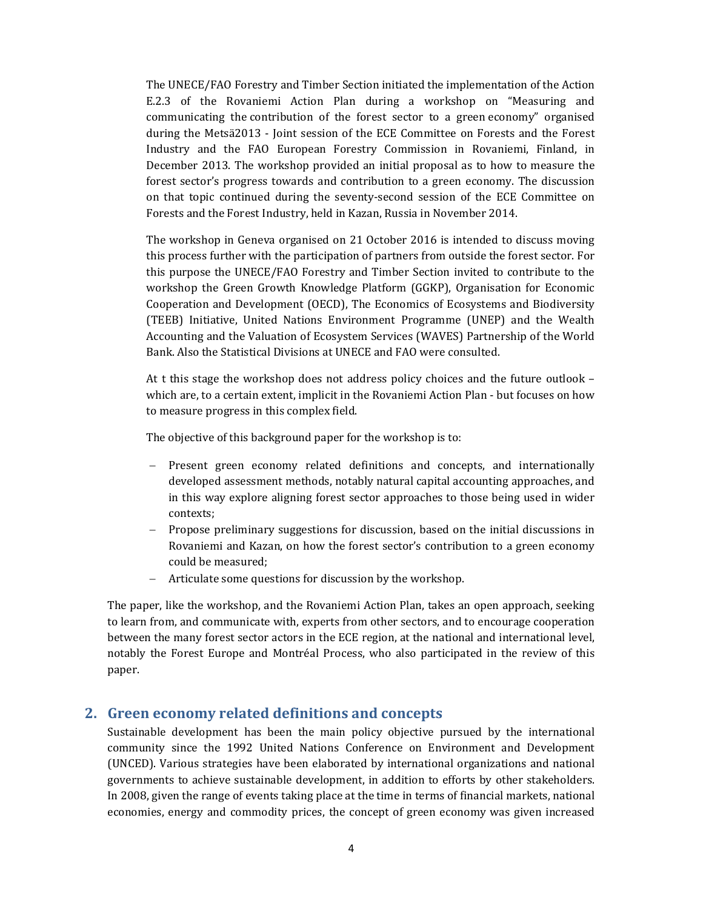The UNECE/FAO Forestry and Timber Section initiated the implementation of the Action E.2.3 of the Rovaniemi Action Plan during a workshop on "Measuring and communicating the contribution of the forest sector to a green economy" organised during the Metsä2013 - Joint session of the ECE Committee on Forests and the Forest Industry and the FAO European Forestry Commission in Rovaniemi, Finland, in December 2013. The workshop provided an initial proposal as to how to measure the forest sector's progress towards and contribution to a green economy. The discussion on that topic continued during the seventy-second session of the ECE Committee on Forests and the Forest Industry, held in Kazan, Russia in November 2014.

The workshop in Geneva organised on 21 October 2016 is intended to discuss moving this process further with the participation of partners from outside the forest sector. For this purpose the UNECE/FAO Forestry and Timber Section invited to contribute to the workshop the Green Growth Knowledge Platform (GGKP), Organisation for Economic Cooperation and Development (OECD), The Economics of Ecosystems and Biodiversity (TEEB) Initiative, United Nations Environment Programme (UNEP) and the Wealth Accounting and the Valuation of Ecosystem Services (WAVES) Partnership of the World Bank. Also the Statistical Divisions at UNECE and FAO were consulted.

At t this stage the workshop does not address policy choices and the future outlook – which are, to a certain extent, implicit in the Rovaniemi Action Plan - but focuses on how to measure progress in this complex field.

The objective of this background paper for the workshop is to:

- Present green economy related definitions and concepts, and internationally developed assessment methods, notably natural capital accounting approaches, and in this way explore aligning forest sector approaches to those being used in wider contexts;
- Propose preliminary suggestions for discussion, based on the initial discussions in Rovaniemi and Kazan, on how the forest sector's contribution to a green economy could be measured;
- Articulate some questions for discussion by the workshop.

The paper, like the workshop, and the Rovaniemi Action Plan, takes an open approach, seeking to learn from, and communicate with, experts from other sectors, and to encourage cooperation between the many forest sector actors in the ECE region, at the national and international level, notably the Forest Europe and Montréal Process, who also participated in the review of this paper.

## 2. Green economy related definitions and concepts

Sustainable development has been the main policy objective pursued by the international community since the 1992 United Nations Conference on Environment and Development (UNCED). Various strategies have been elaborated by international organizations and national governments to achieve sustainable development, in addition to efforts by other stakeholders. In 2008, given the range of events taking place at the time in terms of financial markets, national economies, energy and commodity prices, the concept of green economy was given increased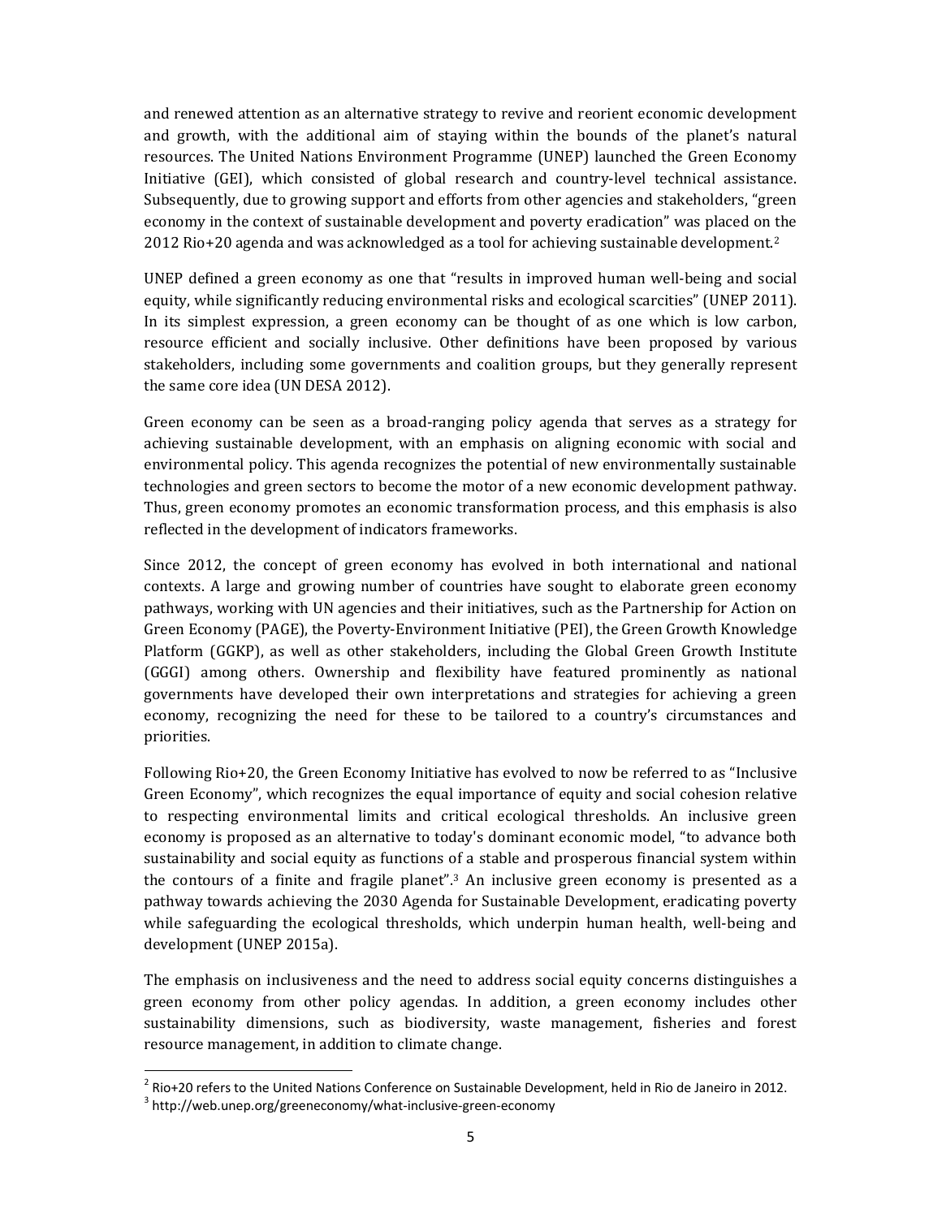and renewed attention as an alternative strategy to revive and reorient economic development and growth, with the additional aim of staying within the bounds of the planet's natural resources. The United Nations Environment Programme (UNEP) launched the Green Economy Initiative (GEI), which consisted of global research and country-level technical assistance. Subsequently, due to growing support and efforts from other agencies and stakeholders, "green economy in the context of sustainable development and poverty eradication" was placed on the 2012 Rio+20 agenda and was acknowledged as a tool for achieving sustainable development.[2]

UNEP defined a green economy as one that "results in improved human well-being and social equity, while significantly reducing environmental risks and ecological scarcities" (UNEP 2011). In its simplest expression, a green economy can be thought of as one which is low carbon, resource efficient and socially inclusive. Other definitions have been proposed by various stakeholders, including some governments and coalition groups, but they generally represent the same core idea (UN DESA 2012).

Green economy can be seen as a broad-ranging policy agenda that serves as a strategy for achieving sustainable development, with an emphasis on aligning economic with social and environmental policy. This agenda recognizes the potential of new environmentally sustainable technologies and green sectors to become the motor of a new economic development pathway. Thus, green economy promotes an economic transformation process, and this emphasis is also reflected in the development of indicators frameworks.

Since 2012, the concept of green economy has evolved in both international and national contexts. A large and growing number of countries have sought to elaborate green economy pathways, working with UN agencies and their initiatives, such as the Partnership for Action on Green Economy (PAGE), the Poverty-Environment Initiative (PEI), the Green Growth Knowledge Platform (GGKP), as well as other stakeholders, including the Global Green Growth Institute (GGGI) among others. Ownership and flexibility have featured prominently as national governments have developed their own interpretations and strategies for achieving a green economy, recognizing the need for these to be tailored to a country's circumstances and priorities.

Following Rio+20, the Green Economy Initiative has evolved to now be referred to as "Inclusive Green Economy", which recognizes the equal importance of equity and social cohesion relative to respecting environmental limits and critical ecological thresholds. An inclusive green economy is proposed as an alternative to today's dominant economic model, "to advance both sustainability and social equity as functions of a stable and prosperous financial system within the contours of a finite and fragile planet".[3] An inclusive green economy is presented as a pathway towards achieving the 2030 Agenda for Sustainable Development, eradicating poverty while safeguarding the ecological thresholds, which underpin human health, well-being and development (UNEP 2015a).

The emphasis on inclusiveness and the need to address social equity concerns distinguishes a green economy from other policy agendas. In addition, a green economy includes other sustainability dimensions, such as biodiversity, waste management, fisheries and forest resource management, in addition to climate change.

[2] Rio+20 refers to the United Nations Conference on Sustainable Development, held in Rio de Janeiro in 2012.

[3] http://web.unep.org/greeneconomy/what-inclusive-green-economy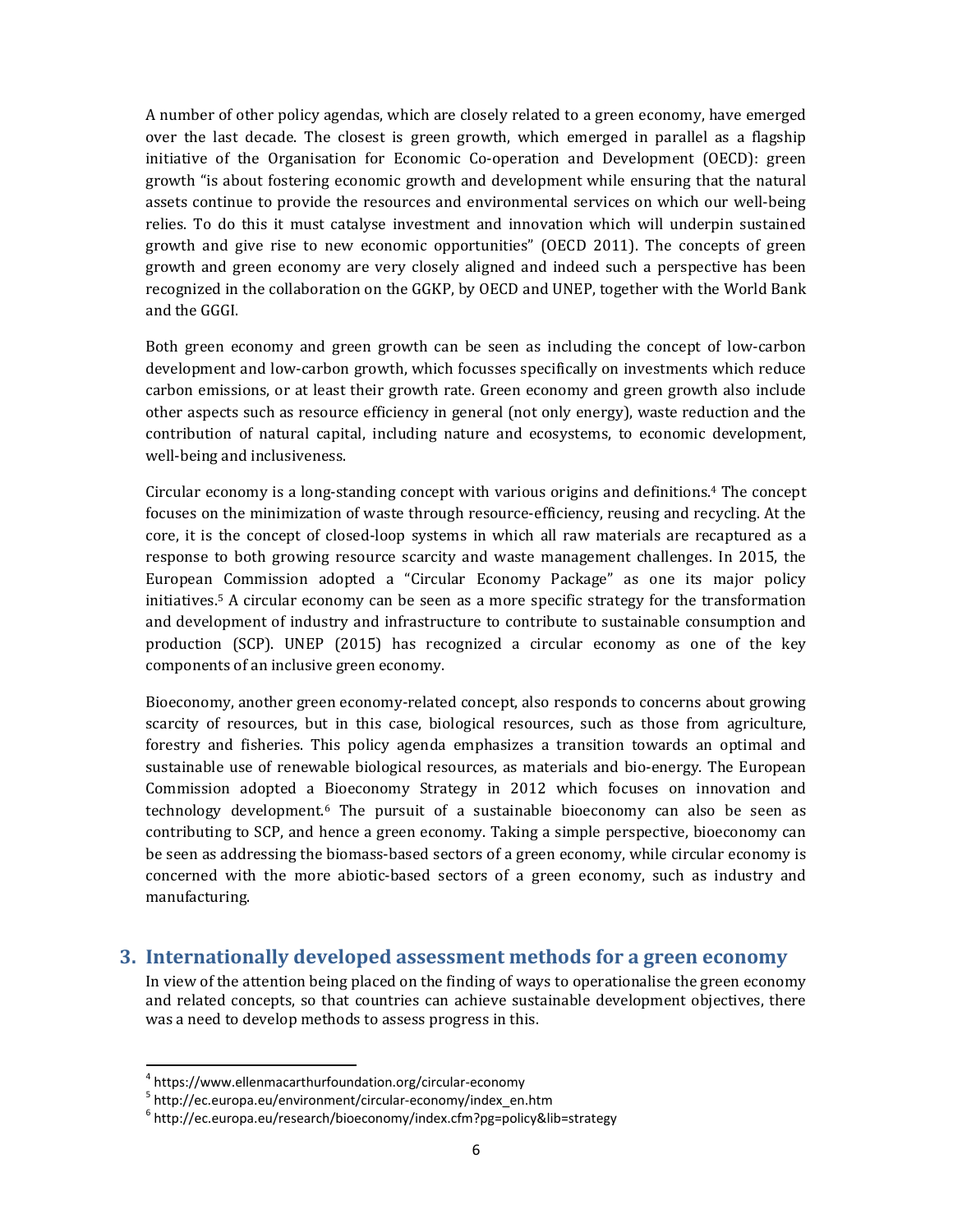A number of other policy agendas, which are closely related to a green economy, have emerged over the last decade. The closest is green growth, which emerged in parallel as a flagship initiative of the Organisation for Economic Co-operation and Development (OECD): green growth "is about fostering economic growth and development while ensuring that the natural assets continue to provide the resources and environmental services on which our well-being relies. To do this it must catalyse investment and innovation which will underpin sustained growth and give rise to new economic opportunities" (OECD 2011). The concepts of green growth and green economy are very closely aligned and indeed such a perspective has been recognized in the collaboration on the GGKP, by OECD and UNEP, together with the World Bank and the GGGI.

Both green economy and green growth can be seen as including the concept of low-carbon development and low-carbon growth, which focusses specifically on investments which reduce carbon emissions, or at least their growth rate. Green economy and green growth also include other aspects such as resource efficiency in general (not only energy), waste reduction and the contribution of natural capital, including nature and ecosystems, to economic development, well-being and inclusiveness.

Circular economy is a long-standing concept with various origins and definitions.[4] The concept focuses on the minimization of waste through resource-efficiency, reusing and recycling. At the core, it is the concept of closed-loop systems in which all raw materials are recaptured as a response to both growing resource scarcity and waste management challenges. In 2015, the European Commission adopted a "Circular Economy Package" as one its major policy initiatives.[5] A circular economy can be seen as a more specific strategy for the transformation and development of industry and infrastructure to contribute to sustainable consumption and production (SCP). UNEP (2015) has recognized a circular economy as one of the key components of an inclusive green economy.

Bioeconomy, another green economy-related concept, also responds to concerns about growing scarcity of resources, but in this case, biological resources, such as those from agriculture, forestry and fisheries. This policy agenda emphasizes a transition towards an optimal and sustainable use of renewable biological resources, as materials and bio-energy. The European Commission adopted a Bioeconomy Strategy in 2012 which focuses on innovation and technology development.[6] The pursuit of a sustainable bioeconomy can also be seen as contributing to SCP, and hence a green economy. Taking a simple perspective, bioeconomy can be seen as addressing the biomass-based sectors of a green economy, while circular economy is concerned with the more abiotic-based sectors of a green economy, such as industry and manufacturing.

## 3. Internationally developed assessment methods for a green economy

In view of the attention being placed on the finding of ways to operationalise the green economy and related concepts, so that countries can achieve sustainable development objectives, there was a need to develop methods to assess progress in this.

---

[4] https://www.ellenmacarthurfoundation.org/circular-economy

[5] http://ec.europa.eu/environment/circular-economy/index_en.htm

[6] http://ec.europa.eu/research/bioeconomy/index.cfm?pg=policy&lib=strategy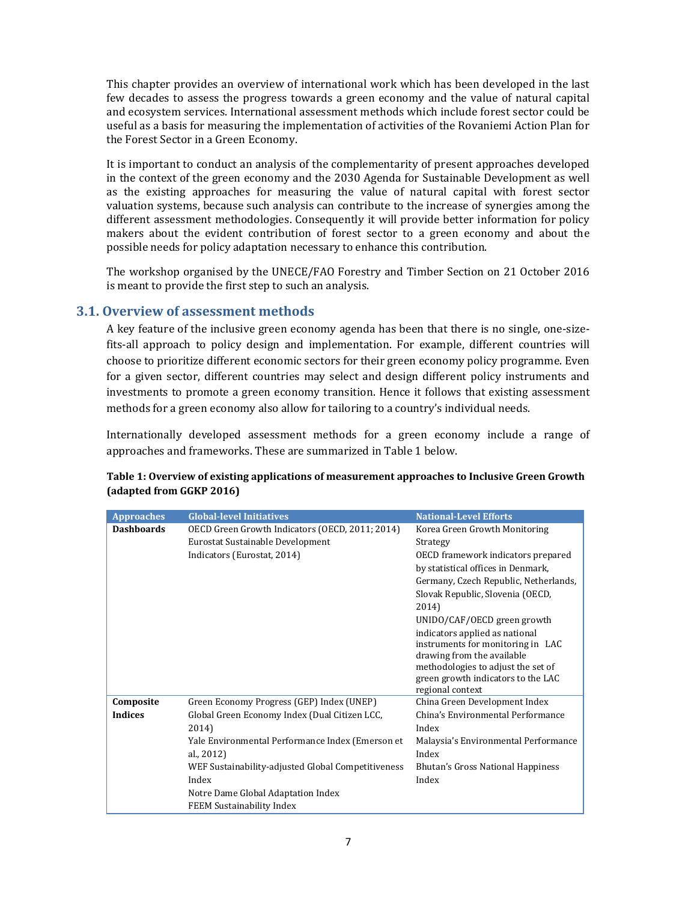This chapter provides an overview of international work which has been developed in the last few decades to assess the progress towards a green economy and the value of natural capital and ecosystem services. International assessment methods which include forest sector could be useful as a basis for measuring the implementation of activities of the Rovaniemi Action Plan for the Forest Sector in a Green Economy.

It is important to conduct an analysis of the complementarity of present approaches developed in the context of the green economy and the 2030 Agenda for Sustainable Development as well as the existing approaches for measuring the value of natural capital with forest sector valuation systems, because such analysis can contribute to the increase of synergies among the different assessment methodologies. Consequently it will provide better information for policy makers about the evident contribution of forest sector to a green economy and about the possible needs for policy adaptation necessary to enhance this contribution.

The workshop organised by the UNECE/FAO Forestry and Timber Section on 21 October 2016 is meant to provide the first step to such an analysis.

## 3.1. Overview of assessment methods

A key feature of the inclusive green economy agenda has been that there is no single, one-size-fits-all approach to policy design and implementation. For example, different countries will choose to prioritize different economic sectors for their green economy policy programme. Even for a given sector, different countries may select and design different policy instruments and investments to promote a green economy transition. Hence it follows that existing assessment methods for a green economy also allow for tailoring to a country's individual needs.

Internationally developed assessment methods for a green economy include a range of approaches and frameworks. These are summarized in Table 1 below.

**Table 1: Overview of existing applications of measurement approaches to Inclusive Green Growth (adapted from GGKP 2016)**

| Approaches | Global-level Initiatives | National-Level Efforts |
|---|---|---|
| **Dashboards** | OECD Green Growth Indicators (OECD, 2011; 2014)<br>Eurostat Sustainable Development Indicators (Eurostat, 2014) | Korea Green Growth Monitoring Strategy<br>OECD framework indicators prepared by statistical offices in Denmark, Germany, Czech Republic, Netherlands, Slovak Republic, Slovenia (OECD, 2014)<br>UNIDO/CAF/OECD green growth indicators applied as national instruments for monitoring in LAC drawing from the available methodologies to adjust the set of green growth indicators to the LAC regional context |
| **Composite Indices** | Green Economy Progress (GEP) Index (UNEP)<br>Global Green Economy Index (Dual Citizen LCC, 2014)<br>Yale Environmental Performance Index (Emerson et al., 2012)<br>WEF Sustainability-adjusted Global Competitiveness Index<br>Notre Dame Global Adaptation Index<br>FEEM Sustainability Index | China Green Development Index<br>China's Environmental Performance Index<br>Malaysia's Environmental Performance Index<br>Bhutan's Gross National Happiness Index |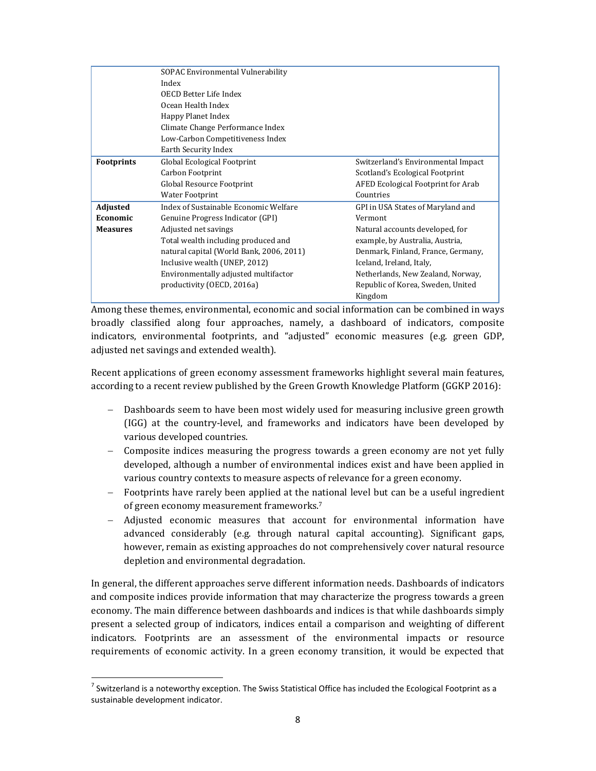|  |  |  |
|---|---|---|
|  | SOPAC Environmental Vulnerability Index<br>OECD Better Life Index<br>Ocean Health Index<br>Happy Planet Index<br>Climate Change Performance Index<br>Low-Carbon Competitiveness Index<br>Earth Security Index |  |
| **Footprints** | Global Ecological Footprint<br>Carbon Footprint<br>Global Resource Footprint<br>Water Footprint | Switzerland's Environmental Impact<br>Scotland's Ecological Footprint<br>AFED Ecological Footprint for Arab Countries |
| **Adjusted Economic Measures** | Index of Sustainable Economic Welfare<br>Genuine Progress Indicator (GPI)<br>Adjusted net savings<br>Total wealth including produced and natural capital (World Bank, 2006, 2011)<br>Inclusive wealth (UNEP, 2012)<br>Environmentally adjusted multifactor productivity (OECD, 2016a) | GPI in USA States of Maryland and Vermont<br>Natural accounts developed, for example, by Australia, Austria, Denmark, Finland, France, Germany, Iceland, Ireland, Italy, Netherlands, New Zealand, Norway, Republic of Korea, Sweden, United Kingdom |

Among these themes, environmental, economic and social information can be combined in ways broadly classified along four approaches, namely, a dashboard of indicators, composite indicators, environmental footprints, and "adjusted" economic measures (e.g. green GDP, adjusted net savings and extended wealth).

Recent applications of green economy assessment frameworks highlight several main features, according to a recent review published by the Green Growth Knowledge Platform (GGKP 2016):

- Dashboards seem to have been most widely used for measuring inclusive green growth (IGG) at the country-level, and frameworks and indicators have been developed by various developed countries.
- Composite indices measuring the progress towards a green economy are not yet fully developed, although a number of environmental indices exist and have been applied in various country contexts to measure aspects of relevance for a green economy.
- Footprints have rarely been applied at the national level but can be a useful ingredient of green economy measurement frameworks.[7]
- Adjusted economic measures that account for environmental information have advanced considerably (e.g. through natural capital accounting). Significant gaps, however, remain as existing approaches do not comprehensively cover natural resource depletion and environmental degradation.

In general, the different approaches serve different information needs. Dashboards of indicators and composite indices provide information that may characterize the progress towards a green economy. The main difference between dashboards and indices is that while dashboards simply present a selected group of indicators, indices entail a comparison and weighting of different indicators. Footprints are an assessment of the environmental impacts or resource requirements of economic activity. In a green economy transition, it would be expected that

[7] Switzerland is a noteworthy exception. The Swiss Statistical Office has included the Ecological Footprint as a sustainable development indicator.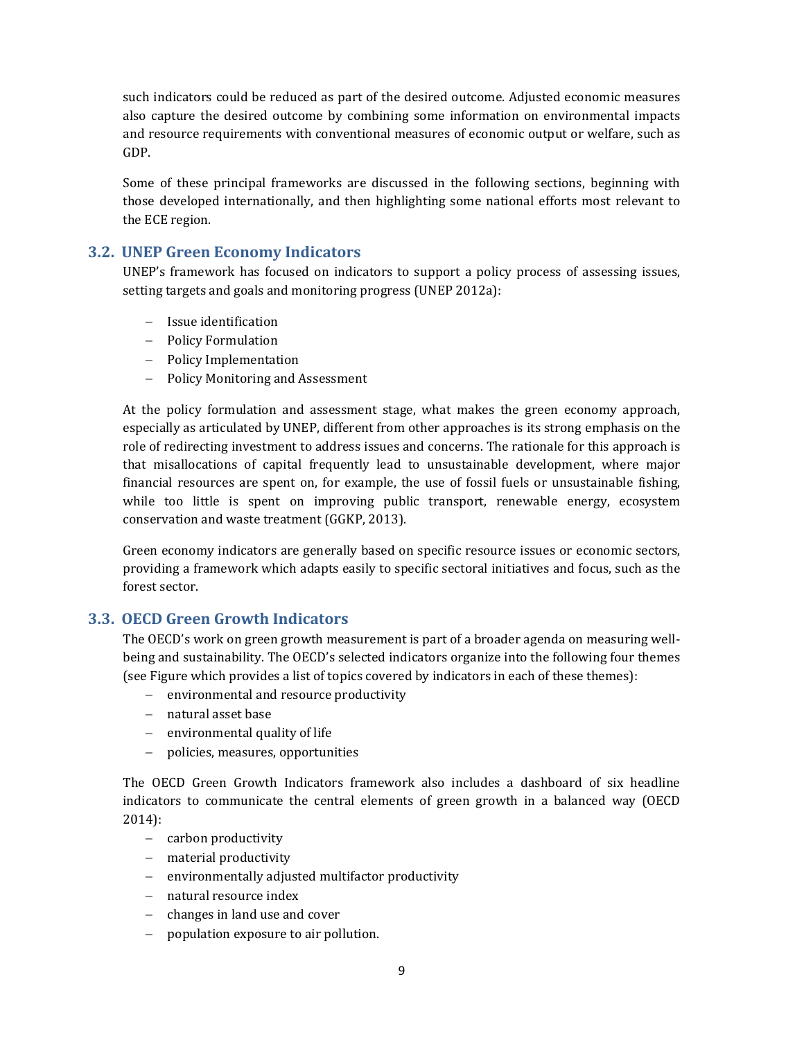such indicators could be reduced as part of the desired outcome. Adjusted economic measures also capture the desired outcome by combining some information on environmental impacts and resource requirements with conventional measures of economic output or welfare, such as GDP.

Some of these principal frameworks are discussed in the following sections, beginning with those developed internationally, and then highlighting some national efforts most relevant to the ECE region.

## 3.2. UNEP Green Economy Indicators

UNEP's framework has focused on indicators to support a policy process of assessing issues, setting targets and goals and monitoring progress (UNEP 2012a):

- Issue identification
- Policy Formulation
- Policy Implementation
- Policy Monitoring and Assessment

At the policy formulation and assessment stage, what makes the green economy approach, especially as articulated by UNEP, different from other approaches is its strong emphasis on the role of redirecting investment to address issues and concerns. The rationale for this approach is that misallocations of capital frequently lead to unsustainable development, where major financial resources are spent on, for example, the use of fossil fuels or unsustainable fishing, while too little is spent on improving public transport, renewable energy, ecosystem conservation and waste treatment (GGKP, 2013).

Green economy indicators are generally based on specific resource issues or economic sectors, providing a framework which adapts easily to specific sectoral initiatives and focus, such as the forest sector.

## 3.3. OECD Green Growth Indicators

The OECD's work on green growth measurement is part of a broader agenda on measuring well-being and sustainability. The OECD's selected indicators organize into the following four themes (see Figure which provides a list of topics covered by indicators in each of these themes):

- environmental and resource productivity
- natural asset base
- environmental quality of life
- policies, measures, opportunities

The OECD Green Growth Indicators framework also includes a dashboard of six headline indicators to communicate the central elements of green growth in a balanced way (OECD 2014):

- carbon productivity
- material productivity
- environmentally adjusted multifactor productivity
- natural resource index
- changes in land use and cover
- population exposure to air pollution.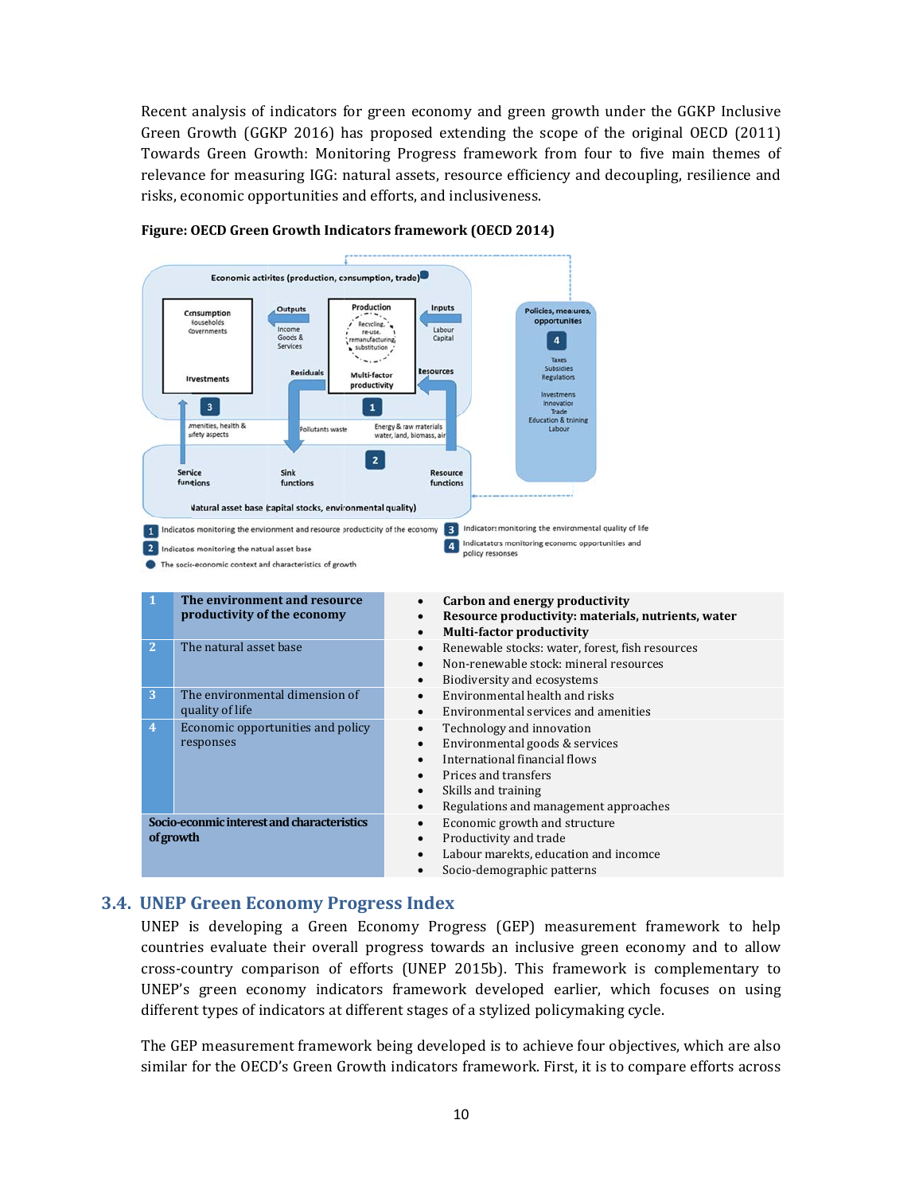Recent analysis of indicators for green economy and green growth under the GGKP Inclusive Green Growth (GGKP 2016) has proposed extending the scope of the original OECD (2011) Towards Green Growth: Monitoring Progress framework from four to five main themes of relevance for measuring IGG: natural assets, resource efficiency and decoupling, resilience and risks, economic opportunities and efforts, and inclusiveness.

**Figure: OECD Green Growth Indicators framework (OECD 2014)**

| | | |
|---|---|---|
| 1 | **The environment and resource productivity of the economy** | • **Carbon and energy productivity**<br>• **Resource productivity: materials, nutrients, water**<br>• **Multi-factor productivity** |
| 2 | The natural asset base | • Renewable stocks: water, forest, fish resources<br>• Non-renewable stock: mineral resources<br>• Biodiversity and ecosystems |
| 3 | The environmental dimension of quality of life | • Environmental health and risks<br>• Environmental services and amenities |
| 4 | Economic opportunities and policy responses | • Technology and innovation<br>• Environmental goods & services<br>• International financial flows<br>• Prices and transfers<br>• Skills and training<br>• Regulations and management approaches |
| **Socio-econimic interest and characteristics of growth** | | • Economic growth and structure<br>• Productivity and trade<br>• Labour marekts, education and incomce<br>• Socio-demographic patterns |

## 3.4. UNEP Green Economy Progress Index

UNEP is developing a Green Economy Progress (GEP) measurement framework to help countries evaluate their overall progress towards an inclusive green economy and to allow cross-country comparison of efforts (UNEP 2015b). This framework is complementary to UNEP's green economy indicators framework developed earlier, which focuses on using different types of indicators at different stages of a stylized policymaking cycle.

The GEP measurement framework being developed is to achieve four objectives, which are also similar for the OECD's Green Growth indicators framework. First, it is to compare efforts across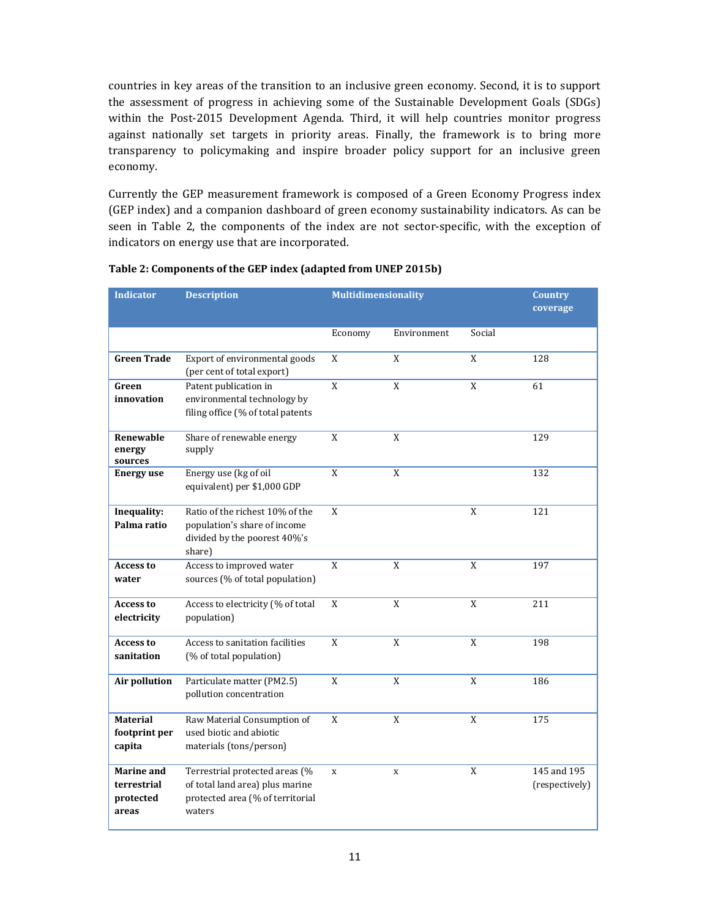countries in key areas of the transition to an inclusive green economy. Second, it is to support the assessment of progress in achieving some of the Sustainable Development Goals (SDGs) within the Post-2015 Development Agenda. Third, it will help countries monitor progress against nationally set targets in priority areas. Finally, the framework is to bring more transparency to policymaking and inspire broader policy support for an inclusive green economy.

Currently the GEP measurement framework is composed of a Green Economy Progress index (GEP index) and a companion dashboard of green economy sustainability indicators. As can be seen in Table 2, the components of the index are not sector-specific, with the exception of indicators on energy use that are incorporated.

**Table 2: Components of the GEP index (adapted from UNEP 2015b)**

| Indicator | Description | Multidimensionality | | | Country coverage |
|---|---|---|---|---|---|
| | | Economy | Environment | Social | |
| **Green Trade** | Export of environmental goods (per cent of total export) | X | X | X | 128 |
| **Green innovation** | Patent publication in environmental technology by filing office (% of total patents | X | X | X | 61 |
| **Renewable energy sources** | Share of renewable energy supply | X | X | | 129 |
| **Energy use** | Energy use (kg of oil equivalent) per $1,000 GDP | X | X | | 132 |
| **Inequality: Palma ratio** | Ratio of the richest 10% of the population's share of income divided by the poorest 40%'s share) | X | | X | 121 |
| **Access to water** | Access to improved water sources (% of total population) | X | X | X | 197 |
| **Access to electricity** | Access to electricity (% of total population) | X | X | X | 211 |
| **Access to sanitation** | Access to sanitation facilities (% of total population) | X | X | X | 198 |
| **Air pollution** | Particulate matter (PM2.5) pollution concentration | X | X | X | 186 |
| **Material footprint per capita** | Raw Material Consumption of used biotic and abiotic materials (tons/person) | X | X | X | 175 |
| **Marine and terrestrial protected areas** | Terrestrial protected areas (% of total land area) plus marine protected area (% of territorial waters | x | x | X | 145 and 195 (respectively) |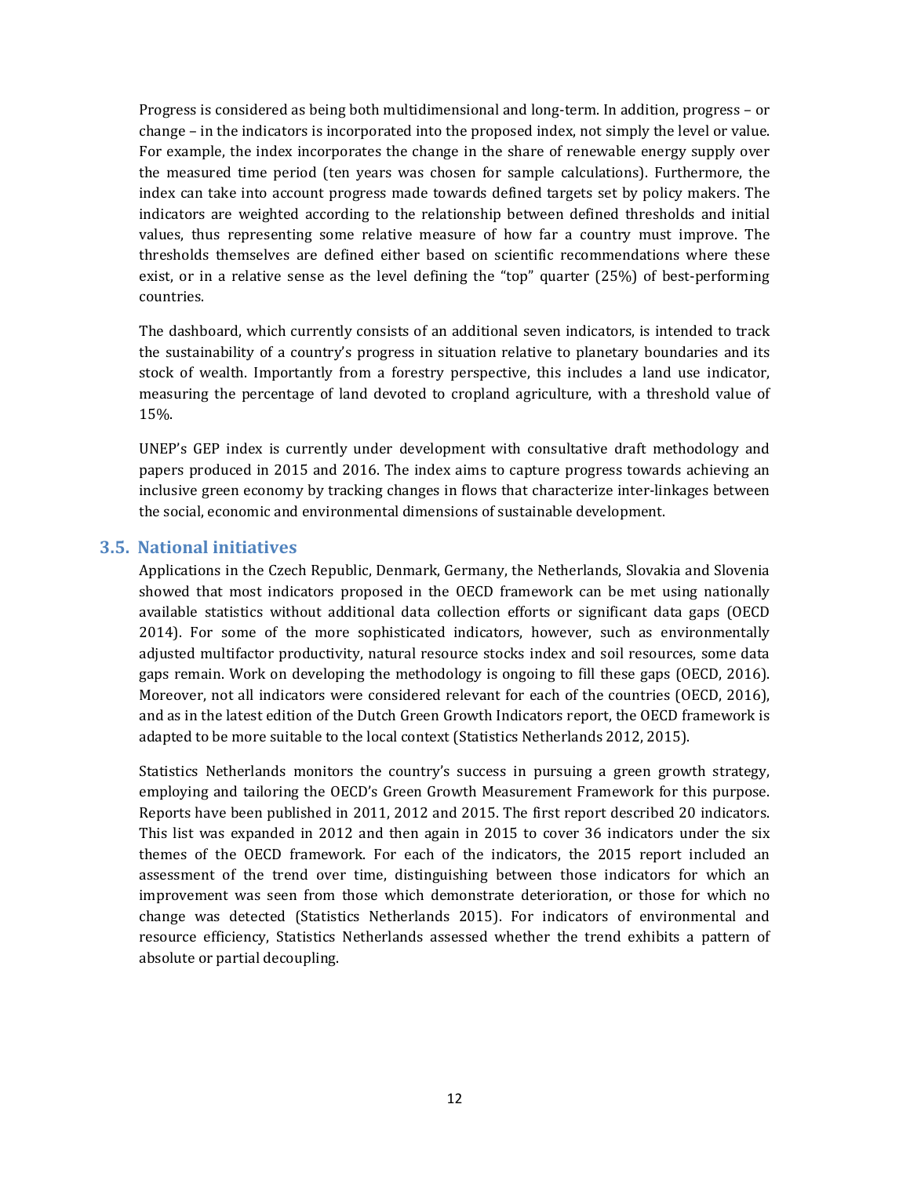Progress is considered as being both multidimensional and long-term. In addition, progress – or change – in the indicators is incorporated into the proposed index, not simply the level or value. For example, the index incorporates the change in the share of renewable energy supply over the measured time period (ten years was chosen for sample calculations). Furthermore, the index can take into account progress made towards defined targets set by policy makers. The indicators are weighted according to the relationship between defined thresholds and initial values, thus representing some relative measure of how far a country must improve. The thresholds themselves are defined either based on scientific recommendations where these exist, or in a relative sense as the level defining the "top" quarter (25%) of best-performing countries.

The dashboard, which currently consists of an additional seven indicators, is intended to track the sustainability of a country's progress in situation relative to planetary boundaries and its stock of wealth. Importantly from a forestry perspective, this includes a land use indicator, measuring the percentage of land devoted to cropland agriculture, with a threshold value of 15%.

UNEP's GEP index is currently under development with consultative draft methodology and papers produced in 2015 and 2016. The index aims to capture progress towards achieving an inclusive green economy by tracking changes in flows that characterize inter-linkages between the social, economic and environmental dimensions of sustainable development.

## 3.5. National initiatives

Applications in the Czech Republic, Denmark, Germany, the Netherlands, Slovakia and Slovenia showed that most indicators proposed in the OECD framework can be met using nationally available statistics without additional data collection efforts or significant data gaps (OECD 2014). For some of the more sophisticated indicators, however, such as environmentally adjusted multifactor productivity, natural resource stocks index and soil resources, some data gaps remain. Work on developing the methodology is ongoing to fill these gaps (OECD, 2016). Moreover, not all indicators were considered relevant for each of the countries (OECD, 2016), and as in the latest edition of the Dutch Green Growth Indicators report, the OECD framework is adapted to be more suitable to the local context (Statistics Netherlands 2012, 2015).

Statistics Netherlands monitors the country's success in pursuing a green growth strategy, employing and tailoring the OECD's Green Growth Measurement Framework for this purpose. Reports have been published in 2011, 2012 and 2015. The first report described 20 indicators. This list was expanded in 2012 and then again in 2015 to cover 36 indicators under the six themes of the OECD framework. For each of the indicators, the 2015 report included an assessment of the trend over time, distinguishing between those indicators for which an improvement was seen from those which demonstrate deterioration, or those for which no change was detected (Statistics Netherlands 2015). For indicators of environmental and resource efficiency, Statistics Netherlands assessed whether the trend exhibits a pattern of absolute or partial decoupling.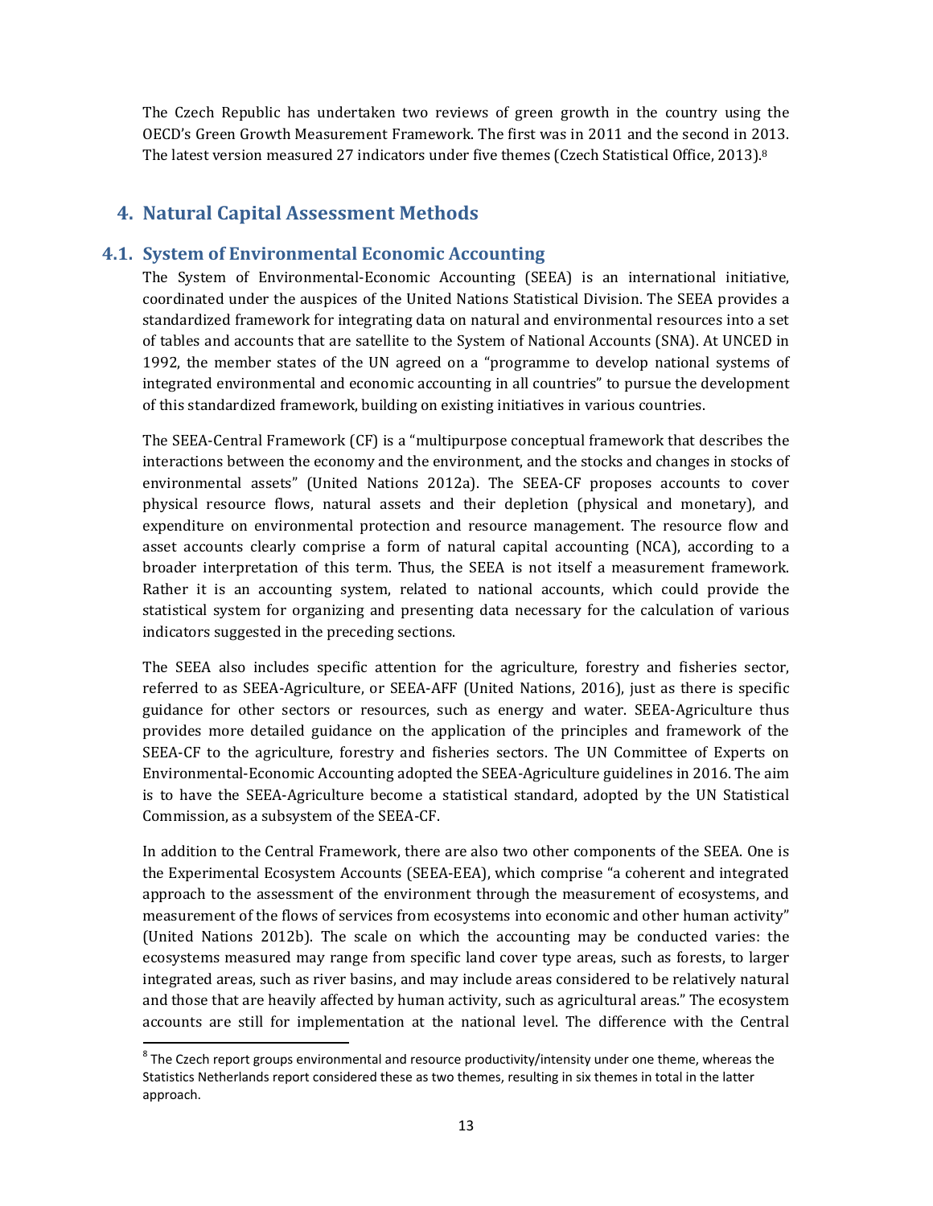The Czech Republic has undertaken two reviews of green growth in the country using the OECD's Green Growth Measurement Framework. The first was in 2011 and the second in 2013. The latest version measured 27 indicators under five themes (Czech Statistical Office, 2013).[8]

# 4. Natural Capital Assessment Methods

## 4.1. System of Environmental Economic Accounting

The System of Environmental-Economic Accounting (SEEA) is an international initiative, coordinated under the auspices of the United Nations Statistical Division. The SEEA provides a standardized framework for integrating data on natural and environmental resources into a set of tables and accounts that are satellite to the System of National Accounts (SNA). At UNCED in 1992, the member states of the UN agreed on a "programme to develop national systems of integrated environmental and economic accounting in all countries" to pursue the development of this standardized framework, building on existing initiatives in various countries.

The SEEA-Central Framework (CF) is a "multipurpose conceptual framework that describes the interactions between the economy and the environment, and the stocks and changes in stocks of environmental assets" (United Nations 2012a). The SEEA-CF proposes accounts to cover physical resource flows, natural assets and their depletion (physical and monetary), and expenditure on environmental protection and resource management. The resource flow and asset accounts clearly comprise a form of natural capital accounting (NCA), according to a broader interpretation of this term. Thus, the SEEA is not itself a measurement framework. Rather it is an accounting system, related to national accounts, which could provide the statistical system for organizing and presenting data necessary for the calculation of various indicators suggested in the preceding sections.

The SEEA also includes specific attention for the agriculture, forestry and fisheries sector, referred to as SEEA-Agriculture, or SEEA-AFF (United Nations, 2016), just as there is specific guidance for other sectors or resources, such as energy and water. SEEA-Agriculture thus provides more detailed guidance on the application of the principles and framework of the SEEA-CF to the agriculture, forestry and fisheries sectors. The UN Committee of Experts on Environmental-Economic Accounting adopted the SEEA-Agriculture guidelines in 2016. The aim is to have the SEEA-Agriculture become a statistical standard, adopted by the UN Statistical Commission, as a subsystem of the SEEA-CF.

In addition to the Central Framework, there are also two other components of the SEEA. One is the Experimental Ecosystem Accounts (SEEA-EEA), which comprise "a coherent and integrated approach to the assessment of the environment through the measurement of ecosystems, and measurement of the flows of services from ecosystems into economic and other human activity" (United Nations 2012b). The scale on which the accounting may be conducted varies: the ecosystems measured may range from specific land cover type areas, such as forests, to larger integrated areas, such as river basins, and may include areas considered to be relatively natural and those that are heavily affected by human activity, such as agricultural areas." The ecosystem accounts are still for implementation at the national level. The difference with the Central

[8] The Czech report groups environmental and resource productivity/intensity under one theme, whereas the Statistics Netherlands report considered these as two themes, resulting in six themes in total in the latter approach.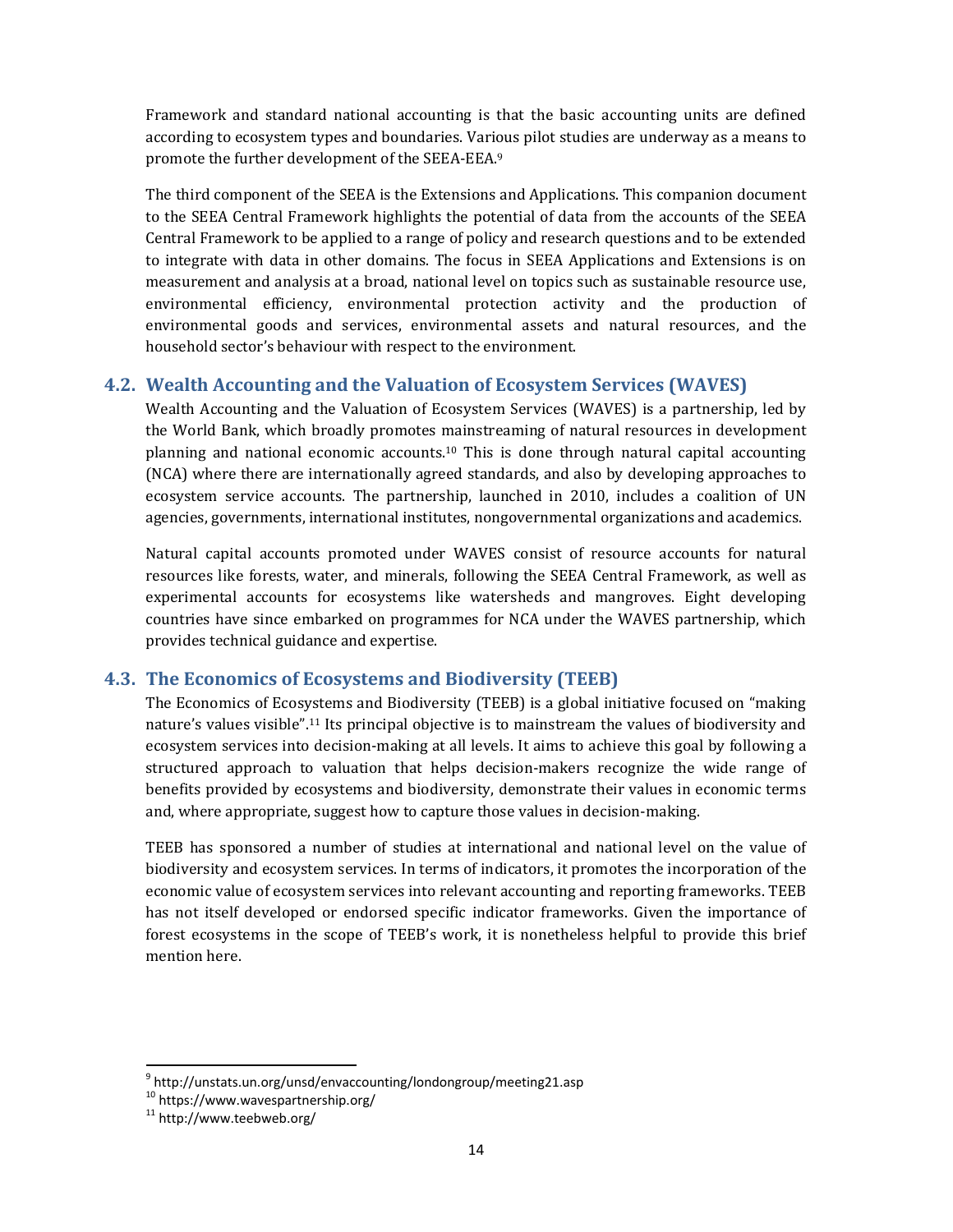Framework and standard national accounting is that the basic accounting units are defined according to ecosystem types and boundaries. Various pilot studies are underway as a means to promote the further development of the SEEA-EEA.[9]

The third component of the SEEA is the Extensions and Applications. This companion document to the SEEA Central Framework highlights the potential of data from the accounts of the SEEA Central Framework to be applied to a range of policy and research questions and to be extended to integrate with data in other domains. The focus in SEEA Applications and Extensions is on measurement and analysis at a broad, national level on topics such as sustainable resource use, environmental efficiency, environmental protection activity and the production of environmental goods and services, environmental assets and natural resources, and the household sector's behaviour with respect to the environment.

## 4.2. Wealth Accounting and the Valuation of Ecosystem Services (WAVES)

Wealth Accounting and the Valuation of Ecosystem Services (WAVES) is a partnership, led by the World Bank, which broadly promotes mainstreaming of natural resources in development planning and national economic accounts.[10] This is done through natural capital accounting (NCA) where there are internationally agreed standards, and also by developing approaches to ecosystem service accounts. The partnership, launched in 2010, includes a coalition of UN agencies, governments, international institutes, nongovernmental organizations and academics.

Natural capital accounts promoted under WAVES consist of resource accounts for natural resources like forests, water, and minerals, following the SEEA Central Framework, as well as experimental accounts for ecosystems like watersheds and mangroves. Eight developing countries have since embarked on programmes for NCA under the WAVES partnership, which provides technical guidance and expertise.

## 4.3. The Economics of Ecosystems and Biodiversity (TEEB)

The Economics of Ecosystems and Biodiversity (TEEB) is a global initiative focused on "making nature's values visible".[11] Its principal objective is to mainstream the values of biodiversity and ecosystem services into decision-making at all levels. It aims to achieve this goal by following a structured approach to valuation that helps decision-makers recognize the wide range of benefits provided by ecosystems and biodiversity, demonstrate their values in economic terms and, where appropriate, suggest how to capture those values in decision-making.

TEEB has sponsored a number of studies at international and national level on the value of biodiversity and ecosystem services. In terms of indicators, it promotes the incorporation of the economic value of ecosystem services into relevant accounting and reporting frameworks. TEEB has not itself developed or endorsed specific indicator frameworks. Given the importance of forest ecosystems in the scope of TEEB's work, it is nonetheless helpful to provide this brief mention here.

---

[9] http://unstats.un.org/unsd/envaccounting/londongroup/meeting21.asp

[10] https://www.wavespartnership.org/

[11] http://www.teebweb.org/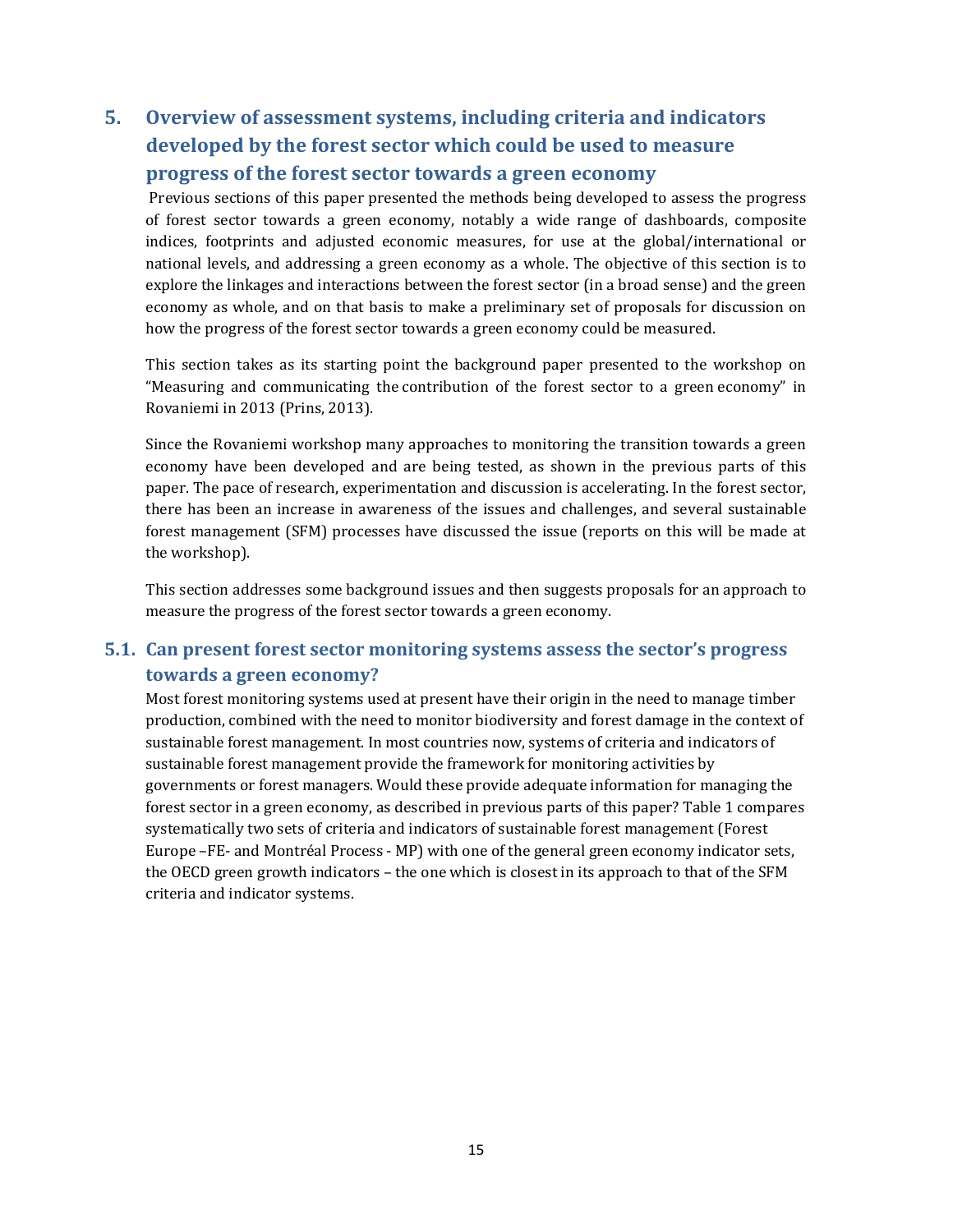# 5. Overview of assessment systems, including criteria and indicators developed by the forest sector which could be used to measure progress of the forest sector towards a green economy

Previous sections of this paper presented the methods being developed to assess the progress of forest sector towards a green economy, notably a wide range of dashboards, composite indices, footprints and adjusted economic measures, for use at the global/international or national levels, and addressing a green economy as a whole. The objective of this section is to explore the linkages and interactions between the forest sector (in a broad sense) and the green economy as whole, and on that basis to make a preliminary set of proposals for discussion on how the progress of the forest sector towards a green economy could be measured.

This section takes as its starting point the background paper presented to the workshop on "Measuring and communicating the contribution of the forest sector to a green economy" in Rovaniemi in 2013 (Prins, 2013).

Since the Rovaniemi workshop many approaches to monitoring the transition towards a green economy have been developed and are being tested, as shown in the previous parts of this paper. The pace of research, experimentation and discussion is accelerating. In the forest sector, there has been an increase in awareness of the issues and challenges, and several sustainable forest management (SFM) processes have discussed the issue (reports on this will be made at the workshop).

This section addresses some background issues and then suggests proposals for an approach to measure the progress of the forest sector towards a green economy.

## 5.1. Can present forest sector monitoring systems assess the sector's progress towards a green economy?

Most forest monitoring systems used at present have their origin in the need to manage timber production, combined with the need to monitor biodiversity and forest damage in the context of sustainable forest management. In most countries now, systems of criteria and indicators of sustainable forest management provide the framework for monitoring activities by governments or forest managers. Would these provide adequate information for managing the forest sector in a green economy, as described in previous parts of this paper? Table 1 compares systematically two sets of criteria and indicators of sustainable forest management (Forest Europe –FE- and Montréal Process - MP) with one of the general green economy indicator sets, the OECD green growth indicators – the one which is closest in its approach to that of the SFM criteria and indicator systems.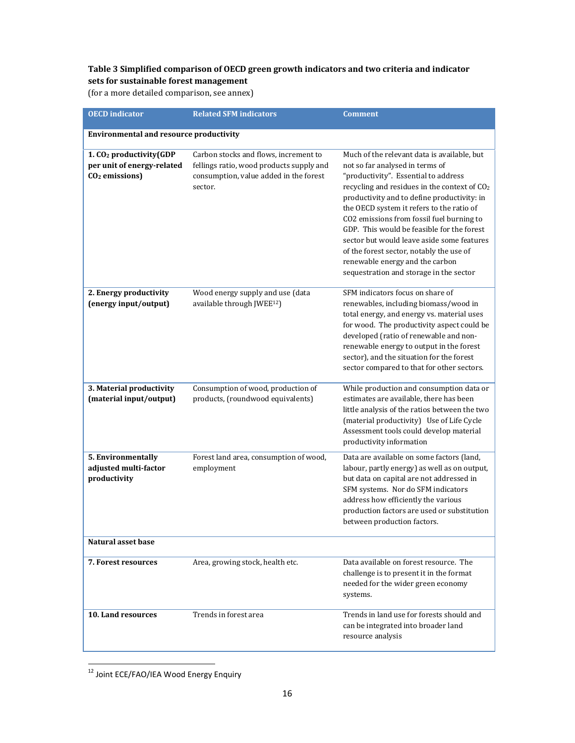**Table 3 Simplified comparison of OECD green growth indicators and two criteria and indicator sets for sustainable forest management**

(for a more detailed comparison, see annex)

| OECD indicator | Related SFM indicators | Comment |
| --- | --- | --- |
| **Environmental and resource productivity** | | |
| **1. $CO_2$ productivity(GDP per unit of energy-related $CO_2$ emissions)** | Carbon stocks and flows, increment to fellings ratio, wood products supply and consumption, value added in the forest sector. | Much of the relevant data is available, but not so far analysed in terms of "productivity". Essential to address recycling and residues in the context of $CO_2$ productivity and to define productivity: in the OECD system it refers to the ratio of CO2 emissions from fossil fuel burning to GDP. This would be feasible for the forest sector but would leave aside some features of the forest sector, notably the use of renewable energy and the carbon sequestration and storage in the sector |
| **2. Energy productivity (energy input/output)** | Wood energy supply and use (data available through JWEE[12]) | SFM indicators focus on share of renewables, including biomass/wood in total energy, and energy vs. material uses for wood. The productivity aspect could be developed (ratio of renewable and non-renewable energy to output in the forest sector), and the situation for the forest sector compared to that for other sectors. |
| **3. Material productivity (material input/output)** | Consumption of wood, production of products, (roundwood equivalents) | While production and consumption data or estimates are available, there has been little analysis of the ratios between the two (material productivity) Use of Life Cycle Assessment tools could develop material productivity information |
| **5. Environmentally adjusted multi-factor productivity** | Forest land area, consumption of wood, employment | Data are available on some factors (land, labour, partly energy) as well as on output, but data on capital are not addressed in SFM systems. Nor do SFM indicators address how efficiently the various production factors are used or substitution between production factors. |
| **Natural asset base** | | |
| **7. Forest resources** | Area, growing stock, health etc. | Data available on forest resource. The challenge is to present it in the format needed for the wider green economy systems. |
| **10. Land resources** | Trends in forest area | Trends in land use for forests should and can be integrated into broader land resource analysis |

[12] Joint ECE/FAO/IEA Wood Energy Enquiry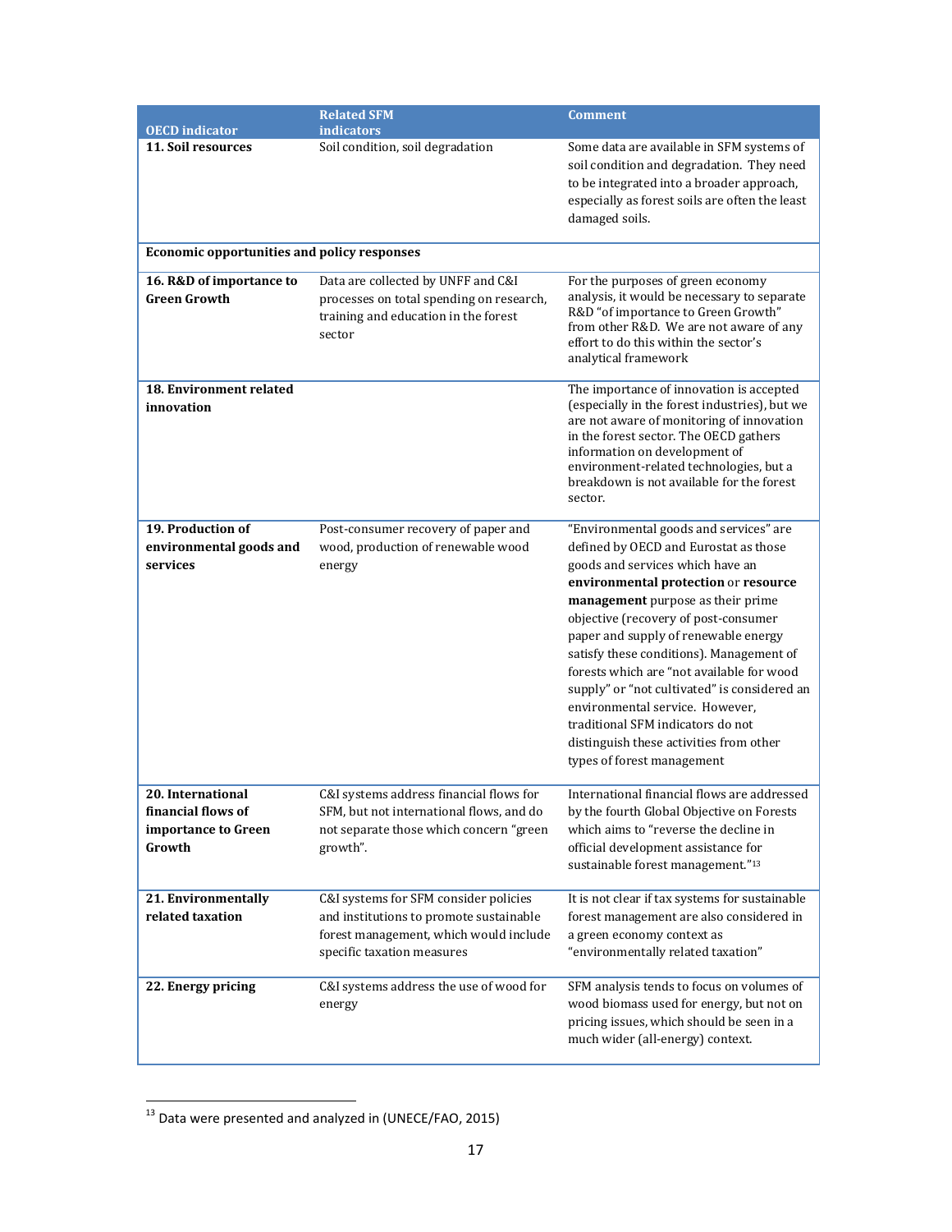| OECD indicator | Related SFM indicators | Comment |
|---|---|---|
| **11. Soil resources** | Soil condition, soil degradation | Some data are available in SFM systems of soil condition and degradation. They need to be integrated into a broader approach, especially as forest soils are often the least damaged soils. |
| **Economic opportunities and policy responses** | | |
| **16. R&D of importance to Green Growth** | Data are collected by UNFF and C&I processes on total spending on research, training and education in the forest sector | For the purposes of green economy analysis, it would be necessary to separate R&D "of importance to Green Growth" from other R&D. We are not aware of any effort to do this within the sector's analytical framework |
| **18. Environment related innovation** | | The importance of innovation is accepted (especially in the forest industries), but we are not aware of monitoring of innovation in the forest sector. The OECD gathers information on development of environment-related technologies, but a breakdown is not available for the forest sector. |
| **19. Production of environmental goods and services** | Post-consumer recovery of paper and wood, production of renewable wood energy | "Environmental goods and services" are defined by OECD and Eurostat as those goods and services which have an **environmental protection** or **resource management** purpose as their prime objective (recovery of post-consumer paper and supply of renewable energy satisfy these conditions). Management of forests which are "not available for wood supply" or "not cultivated" is considered an environmental service. However, traditional SFM indicators do not distinguish these activities from other types of forest management |
| **20. International financial flows of importance to Green Growth** | C&I systems address financial flows for SFM, but not international flows, and do not separate those which concern "green growth". | International financial flows are addressed by the fourth Global Objective on Forests which aims to "reverse the decline in official development assistance for sustainable forest management."[13] |
| **21. Environmentally related taxation** | C&I systems for SFM consider policies and institutions to promote sustainable forest management, which would include specific taxation measures | It is not clear if tax systems for sustainable forest management are also considered in a green economy context as "environmentally related taxation" |
| **22. Energy pricing** | C&I systems address the use of wood for energy | SFM analysis tends to focus on volumes of wood biomass used for energy, but not on pricing issues, which should be seen in a much wider (all-energy) context. |

[13] Data were presented and analyzed in (UNECE/FAO, 2015)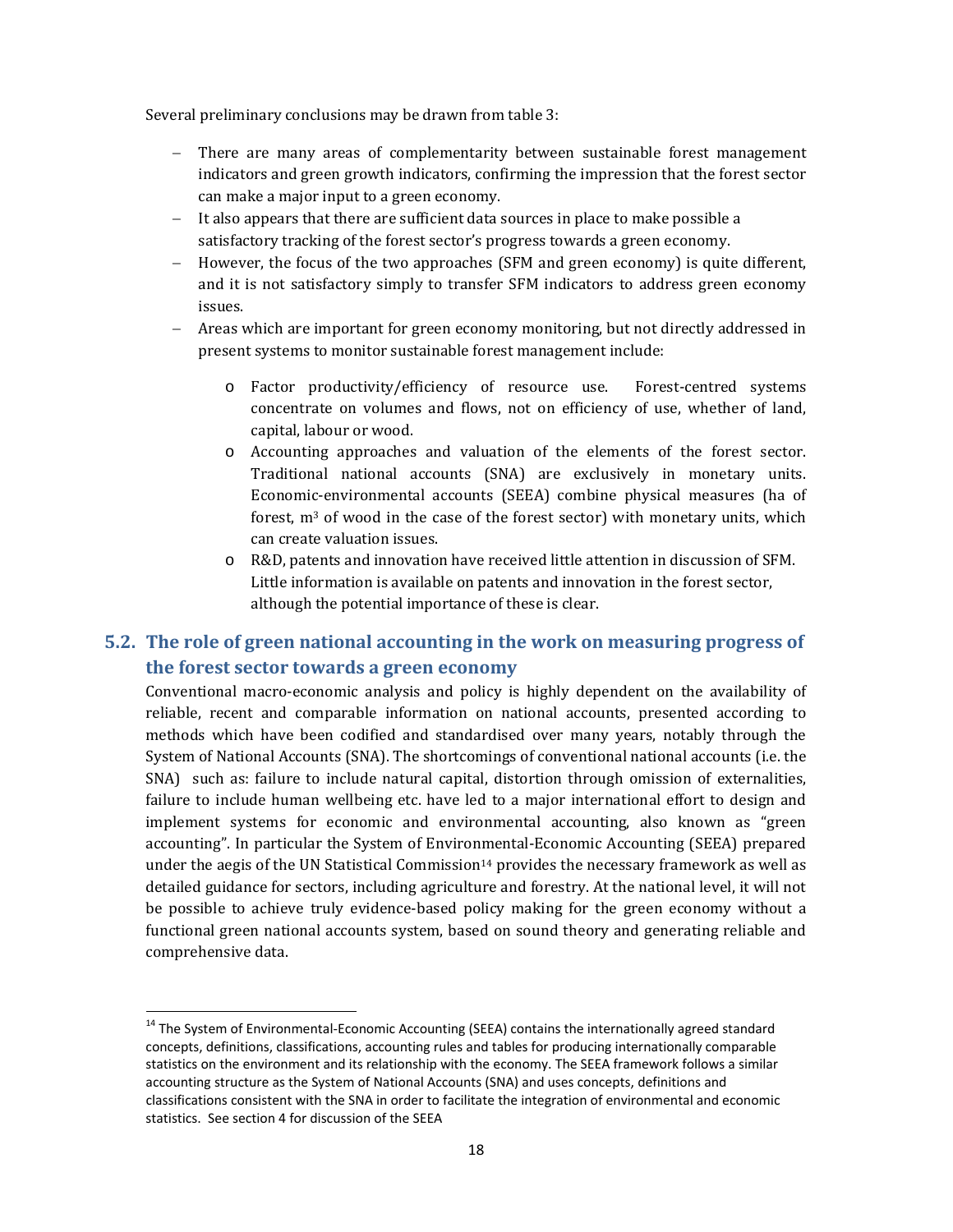Several preliminary conclusions may be drawn from table 3:

- There are many areas of complementarity between sustainable forest management indicators and green growth indicators, confirming the impression that the forest sector can make a major input to a green economy.
- It also appears that there are sufficient data sources in place to make possible a satisfactory tracking of the forest sector's progress towards a green economy.
- However, the focus of the two approaches (SFM and green economy) is quite different, and it is not satisfactory simply to transfer SFM indicators to address green economy issues.
- Areas which are important for green economy monitoring, but not directly addressed in present systems to monitor sustainable forest management include:
    - Factor productivity/efficiency of resource use. Forest-centred systems concentrate on volumes and flows, not on efficiency of use, whether of land, capital, labour or wood.
    - Accounting approaches and valuation of the elements of the forest sector. Traditional national accounts (SNA) are exclusively in monetary units. Economic-environmental accounts (SEEA) combine physical measures (ha of forest, $m^3$ of wood in the case of the forest sector) with monetary units, which can create valuation issues.
    - R&D, patents and innovation have received little attention in discussion of SFM. Little information is available on patents and innovation in the forest sector, although the potential importance of these is clear.

## 5.2. The role of green national accounting in the work on measuring progress of the forest sector towards a green economy

Conventional macro-economic analysis and policy is highly dependent on the availability of reliable, recent and comparable information on national accounts, presented according to methods which have been codified and standardised over many years, notably through the System of National Accounts (SNA). The shortcomings of conventional national accounts (i.e. the SNA) such as: failure to include natural capital, distortion through omission of externalities, failure to include human wellbeing etc. have led to a major international effort to design and implement systems for economic and environmental accounting, also known as "green accounting". In particular the System of Environmental-Economic Accounting (SEEA) prepared under the aegis of the UN Statistical Commission[14] provides the necessary framework as well as detailed guidance for sectors, including agriculture and forestry. At the national level, it will not be possible to achieve truly evidence-based policy making for the green economy without a functional green national accounts system, based on sound theory and generating reliable and comprehensive data.

[14] The System of Environmental-Economic Accounting (SEEA) contains the internationally agreed standard concepts, definitions, classifications, accounting rules and tables for producing internationally comparable statistics on the environment and its relationship with the economy. The SEEA framework follows a similar accounting structure as the System of National Accounts (SNA) and uses concepts, definitions and classifications consistent with the SNA in order to facilitate the integration of environmental and economic statistics. See section 4 for discussion of the SEEA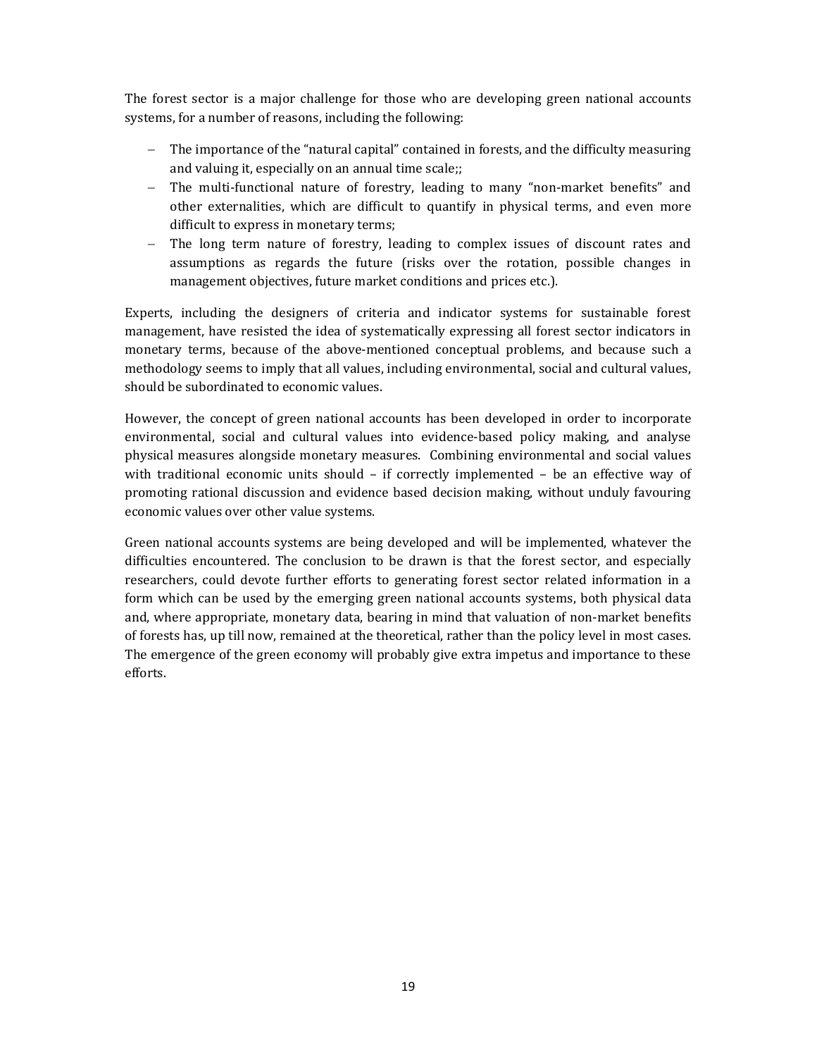The forest sector is a major challenge for those who are developing green national accounts systems, for a number of reasons, including the following:

- The importance of the "natural capital" contained in forests, and the difficulty measuring and valuing it, especially on an annual time scale;;
- The multi-functional nature of forestry, leading to many "non-market benefits" and other externalities, which are difficult to quantify in physical terms, and even more difficult to express in monetary terms;
- The long term nature of forestry, leading to complex issues of discount rates and assumptions as regards the future (risks over the rotation, possible changes in management objectives, future market conditions and prices etc.).

Experts, including the designers of criteria and indicator systems for sustainable forest management, have resisted the idea of systematically expressing all forest sector indicators in monetary terms, because of the above-mentioned conceptual problems, and because such a methodology seems to imply that all values, including environmental, social and cultural values, should be subordinated to economic values.

However, the concept of green national accounts has been developed in order to incorporate environmental, social and cultural values into evidence-based policy making, and analyse physical measures alongside monetary measures. Combining environmental and social values with traditional economic units should – if correctly implemented – be an effective way of promoting rational discussion and evidence based decision making, without unduly favouring economic values over other value systems.

Green national accounts systems are being developed and will be implemented, whatever the difficulties encountered. The conclusion to be drawn is that the forest sector, and especially researchers, could devote further efforts to generating forest sector related information in a form which can be used by the emerging green national accounts systems, both physical data and, where appropriate, monetary data, bearing in mind that valuation of non-market benefits of forests has, up till now, remained at the theoretical, rather than the policy level in most cases. The emergence of the green economy will probably give extra impetus and importance to these efforts.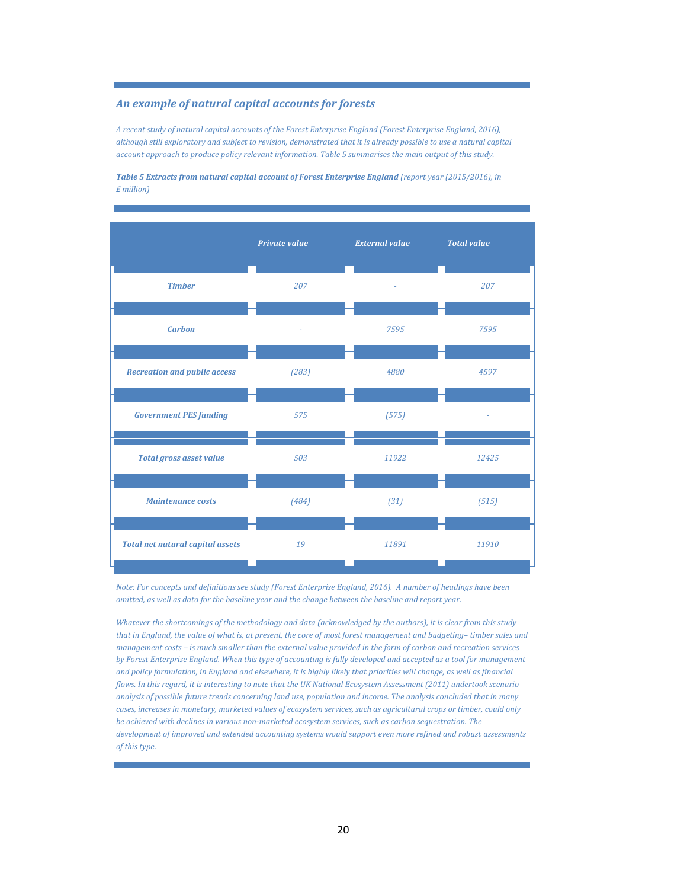### *An example of natural capital accounts for forests*

*A recent study of natural capital accounts of the Forest Enterprise England (Forest Enterprise England, 2016), although still exploratory and subject to revision, demonstrated that it is already possible to use a natural capital account approach to produce policy relevant information. Table 5 summarises the main output of this study.*

***Table 5 Extracts from natural capital account of Forest Enterprise England** (report year (2015/2016), in £ million)*

| | Private value | External value | Total value |
|---|---|---|---|
| Timber | 207 | - | 207 |
| Carbon | - | 7595 | 7595 |
| Recreation and public access | (283) | 4880 | 4597 |
| Government PES funding | 575 | (575) | - |
| Total gross asset value | 503 | 11922 | 12425 |
| Maintenance costs | (484) | (31) | (515) |
| Total net natural capital assets | 19 | 11891 | 11910 |

*Note: For concepts and definitions see study (Forest Enterprise England, 2016). A number of headings have been omitted, as well as data for the baseline year and the change between the baseline and report year.*

*Whatever the shortcomings of the methodology and data (acknowledged by the authors), it is clear from this study that in England, the value of what is, at present, the core of most forest management and budgeting– timber sales and management costs – is much smaller than the external value provided in the form of carbon and recreation services by Forest Enterprise England. When this type of accounting is fully developed and accepted as a tool for management and policy formulation, in England and elsewhere, it is highly likely that priorities will change, as well as financial flows. In this regard, it is interesting to note that the UK National Ecosystem Assessment (2011) undertook scenario analysis of possible future trends concerning land use, population and income. The analysis concluded that in many cases, increases in monetary, marketed values of ecosystem services, such as agricultural crops or timber, could only be achieved with declines in various non-marketed ecosystem services, such as carbon sequestration. The development of improved and extended accounting systems would support even more refined and robust assessments of this type.*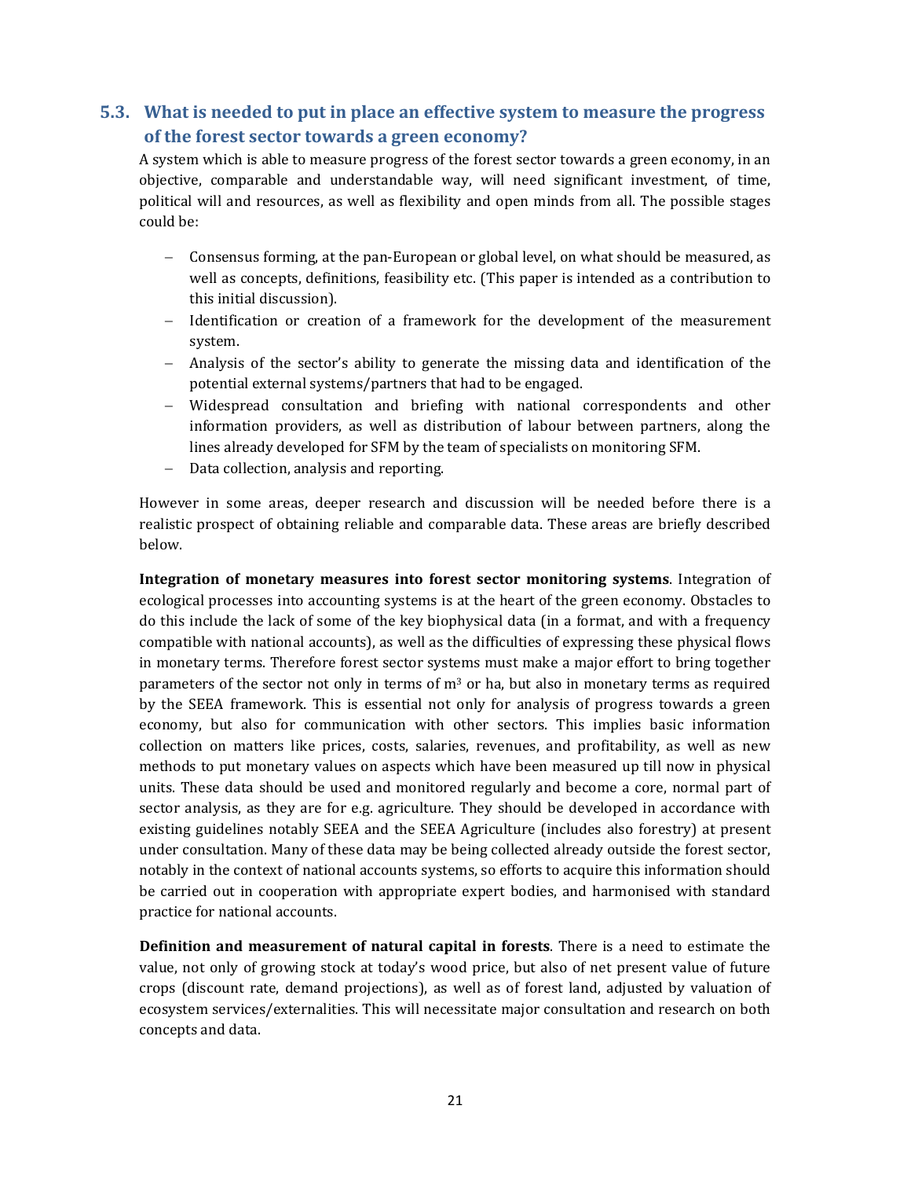## 5.3. What is needed to put in place an effective system to measure the progress of the forest sector towards a green economy?

A system which is able to measure progress of the forest sector towards a green economy, in an objective, comparable and understandable way, will need significant investment, of time, political will and resources, as well as flexibility and open minds from all. The possible stages could be:

- Consensus forming, at the pan-European or global level, on what should be measured, as well as concepts, definitions, feasibility etc. (This paper is intended as a contribution to this initial discussion).
- Identification or creation of a framework for the development of the measurement system.
- Analysis of the sector's ability to generate the missing data and identification of the potential external systems/partners that had to be engaged.
- Widespread consultation and briefing with national correspondents and other information providers, as well as distribution of labour between partners, along the lines already developed for SFM by the team of specialists on monitoring SFM.
- Data collection, analysis and reporting.

However in some areas, deeper research and discussion will be needed before there is a realistic prospect of obtaining reliable and comparable data. These areas are briefly described below.

**Integration of monetary measures into forest sector monitoring systems**. Integration of ecological processes into accounting systems is at the heart of the green economy. Obstacles to do this include the lack of some of the key biophysical data (in a format, and with a frequency compatible with national accounts), as well as the difficulties of expressing these physical flows in monetary terms. Therefore forest sector systems must make a major effort to bring together parameters of the sector not only in terms of $m^3$ or ha, but also in monetary terms as required by the SEEA framework. This is essential not only for analysis of progress towards a green economy, but also for communication with other sectors. This implies basic information collection on matters like prices, costs, salaries, revenues, and profitability, as well as new methods to put monetary values on aspects which have been measured up till now in physical units. These data should be used and monitored regularly and become a core, normal part of sector analysis, as they are for e.g. agriculture. They should be developed in accordance with existing guidelines notably SEEA and the SEEA Agriculture (includes also forestry) at present under consultation. Many of these data may be being collected already outside the forest sector, notably in the context of national accounts systems, so efforts to acquire this information should be carried out in cooperation with appropriate expert bodies, and harmonised with standard practice for national accounts.

**Definition and measurement of natural capital in forests**. There is a need to estimate the value, not only of growing stock at today's wood price, but also of net present value of future crops (discount rate, demand projections), as well as of forest land, adjusted by valuation of ecosystem services/externalities. This will necessitate major consultation and research on both concepts and data.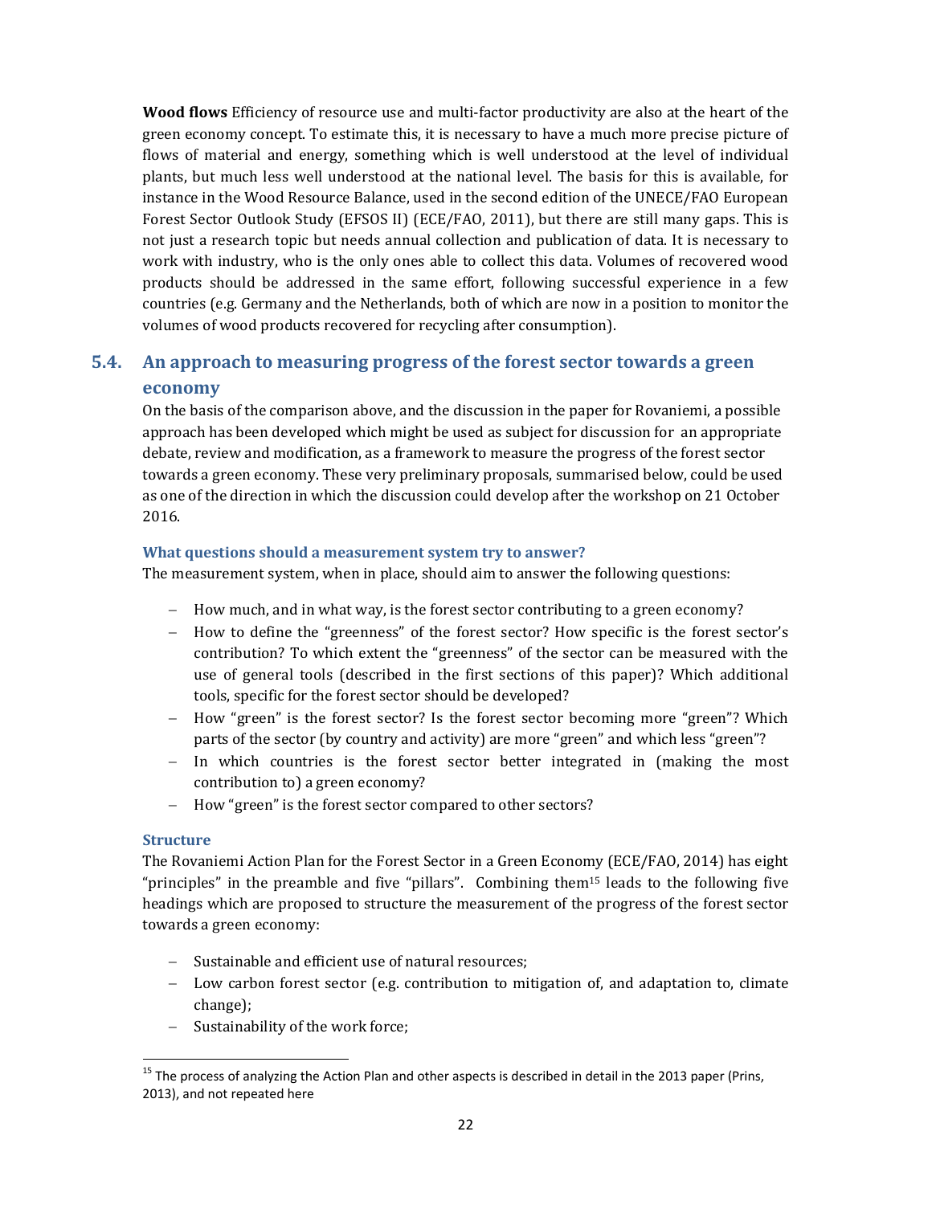**Wood flows** Efficiency of resource use and multi-factor productivity are also at the heart of the green economy concept. To estimate this, it is necessary to have a much more precise picture of flows of material and energy, something which is well understood at the level of individual plants, but much less well understood at the national level. The basis for this is available, for instance in the Wood Resource Balance, used in the second edition of the UNECE/FAO European Forest Sector Outlook Study (EFSOS II) (ECE/FAO, 2011), but there are still many gaps. This is not just a research topic but needs annual collection and publication of data. It is necessary to work with industry, who is the only ones able to collect this data. Volumes of recovered wood products should be addressed in the same effort, following successful experience in a few countries (e.g. Germany and the Netherlands, both of which are now in a position to monitor the volumes of wood products recovered for recycling after consumption).

## 5.4. An approach to measuring progress of the forest sector towards a green economy

On the basis of the comparison above, and the discussion in the paper for Rovaniemi, a possible approach has been developed which might be used as subject for discussion for an appropriate debate, review and modification, as a framework to measure the progress of the forest sector towards a green economy. These very preliminary proposals, summarised below, could be used as one of the direction in which the discussion could develop after the workshop on 21 October 2016.

### What questions should a measurement system try to answer?

The measurement system, when in place, should aim to answer the following questions:

- How much, and in what way, is the forest sector contributing to a green economy?
- How to define the "greenness" of the forest sector? How specific is the forest sector's contribution? To which extent the "greenness" of the sector can be measured with the use of general tools (described in the first sections of this paper)? Which additional tools, specific for the forest sector should be developed?
- How "green" is the forest sector? Is the forest sector becoming more "green"? Which parts of the sector (by country and activity) are more "green" and which less "green"?
- In which countries is the forest sector better integrated in (making the most contribution to) a green economy?
- How "green" is the forest sector compared to other sectors?

### Structure

The Rovaniemi Action Plan for the Forest Sector in a Green Economy (ECE/FAO, 2014) has eight "principles" in the preamble and five "pillars". Combining them[15] leads to the following five headings which are proposed to structure the measurement of the progress of the forest sector towards a green economy:

- Sustainable and efficient use of natural resources;
- Low carbon forest sector (e.g. contribution to mitigation of, and adaptation to, climate change);
- Sustainability of the work force;

[15] The process of analyzing the Action Plan and other aspects is described in detail in the 2013 paper (Prins, 2013), and not repeated here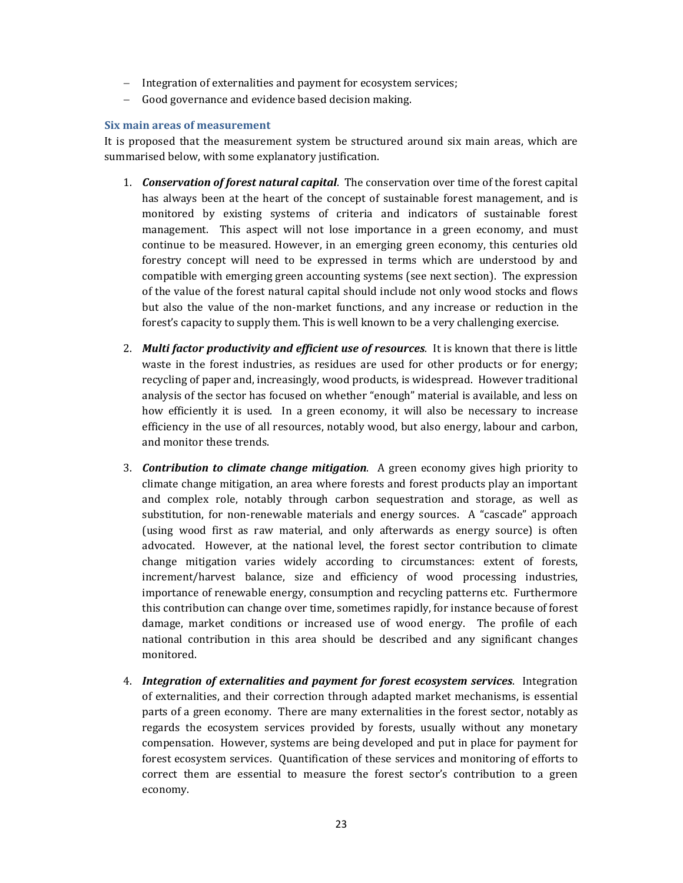- Integration of externalities and payment for ecosystem services;
- Good governance and evidence based decision making.

### Six main areas of measurement

It is proposed that the measurement system be structured around six main areas, which are summarised below, with some explanatory justification.

1. ***Conservation of forest natural capital***. The conservation over time of the forest capital has always been at the heart of the concept of sustainable forest management, and is monitored by existing systems of criteria and indicators of sustainable forest management. This aspect will not lose importance in a green economy, and must continue to be measured. However, in an emerging green economy, this centuries old forestry concept will need to be expressed in terms which are understood by and compatible with emerging green accounting systems (see next section). The expression of the value of the forest natural capital should include not only wood stocks and flows but also the value of the non-market functions, and any increase or reduction in the forest's capacity to supply them. This is well known to be a very challenging exercise.

2. ***Multi factor productivity and efficient use of resources***. It is known that there is little waste in the forest industries, as residues are used for other products or for energy; recycling of paper and, increasingly, wood products, is widespread. However traditional analysis of the sector has focused on whether "enough" material is available, and less on how efficiently it is used. In a green economy, it will also be necessary to increase efficiency in the use of all resources, notably wood, but also energy, labour and carbon, and monitor these trends.

3. ***Contribution to climate change mitigation***. A green economy gives high priority to climate change mitigation, an area where forests and forest products play an important and complex role, notably through carbon sequestration and storage, as well as substitution, for non-renewable materials and energy sources. A "cascade" approach (using wood first as raw material, and only afterwards as energy source) is often advocated. However, at the national level, the forest sector contribution to climate change mitigation varies widely according to circumstances: extent of forests, increment/harvest balance, size and efficiency of wood processing industries, importance of renewable energy, consumption and recycling patterns etc. Furthermore this contribution can change over time, sometimes rapidly, for instance because of forest damage, market conditions or increased use of wood energy. The profile of each national contribution in this area should be described and any significant changes monitored.

4. ***Integration of externalities and payment for forest ecosystem services***. Integration of externalities, and their correction through adapted market mechanisms, is essential parts of a green economy. There are many externalities in the forest sector, notably as regards the ecosystem services provided by forests, usually without any monetary compensation. However, systems are being developed and put in place for payment for forest ecosystem services. Quantification of these services and monitoring of efforts to correct them are essential to measure the forest sector's contribution to a green economy.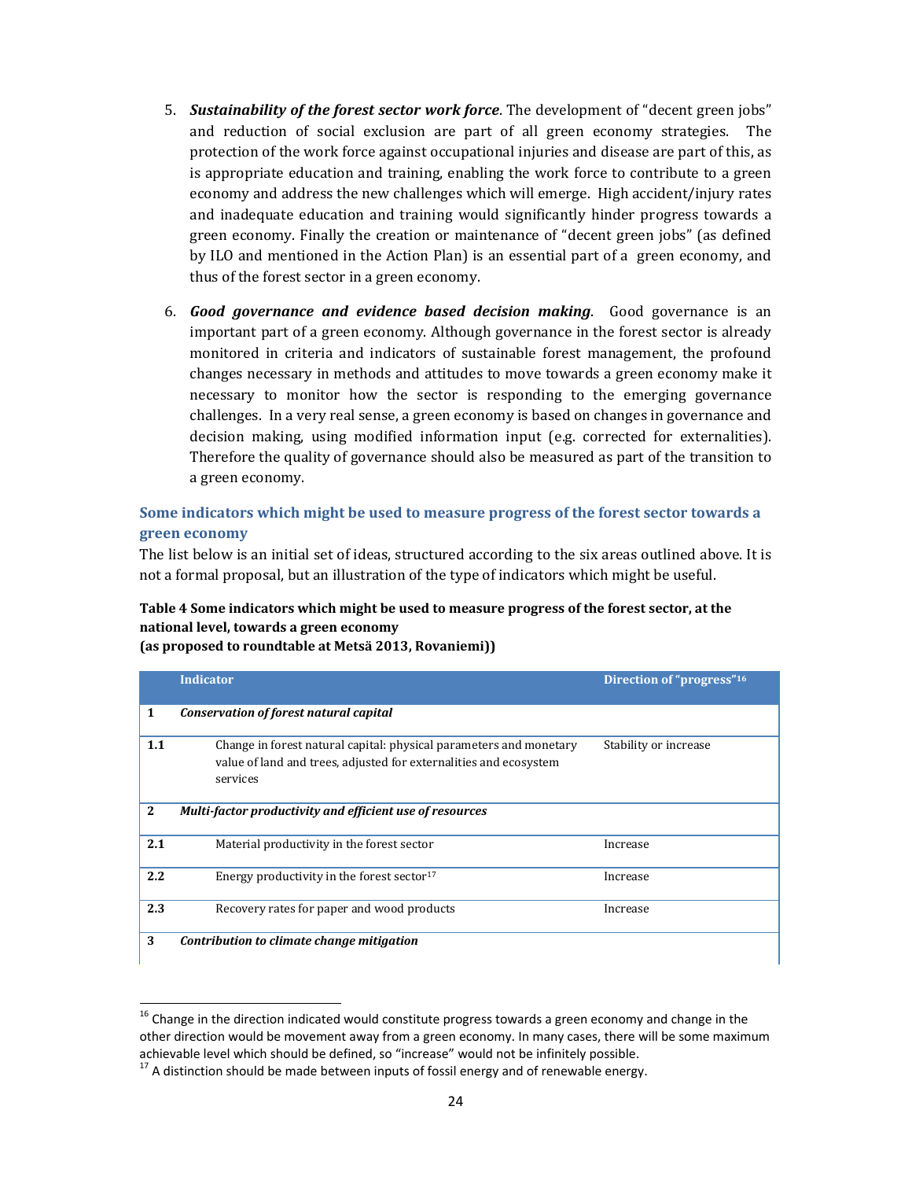5. ***Sustainability of the forest sector work force***. The development of "decent green jobs" and reduction of social exclusion are part of all green economy strategies. The protection of the work force against occupational injuries and disease are part of this, as is appropriate education and training, enabling the work force to contribute to a green economy and address the new challenges which will emerge. High accident/injury rates and inadequate education and training would significantly hinder progress towards a green economy. Finally the creation or maintenance of "decent green jobs" (as defined by ILO and mentioned in the Action Plan) is an essential part of a green economy, and thus of the forest sector in a green economy.

6. ***Good governance and evidence based decision making***. Good governance is an important part of a green economy. Although governance in the forest sector is already monitored in criteria and indicators of sustainable forest management, the profound changes necessary in methods and attitudes to move towards a green economy make it necessary to monitor how the sector is responding to the emerging governance challenges. In a very real sense, a green economy is based on changes in governance and decision making, using modified information input (e.g. corrected for externalities). Therefore the quality of governance should also be measured as part of the transition to a green economy.

## Some indicators which might be used to measure progress of the forest sector towards a green economy

The list below is an initial set of ideas, structured according to the six areas outlined above. It is not a formal proposal, but an illustration of the type of indicators which might be useful.

**Table 4 Some indicators which might be used to measure progress of the forest sector, at the national level, towards a green economy**
**(as proposed to roundtable at Metsä 2013, Rovaniemi))**

| | Indicator | Direction of "progress"[16] |
|---|---|---|
| **1** | ***Conservation of forest natural capital*** | |
| **1.1** | Change in forest natural capital: physical parameters and monetary value of land and trees, adjusted for externalities and ecosystem services | Stability or increase |
| **2** | ***Multi-factor productivity and efficient use of resources*** | |
| **2.1** | Material productivity in the forest sector | Increase |
| **2.2** | Energy productivity in the forest sector[17] | Increase |
| **2.3** | Recovery rates for paper and wood products | Increase |
| **3** | ***Contribution to climate change mitigation*** | |

[16] Change in the direction indicated would constitute progress towards a green economy and change in the other direction would be movement away from a green economy. In many cases, there will be some maximum achievable level which should be defined, so "increase" would not be infinitely possible.

[17] A distinction should be made between inputs of fossil energy and of renewable energy.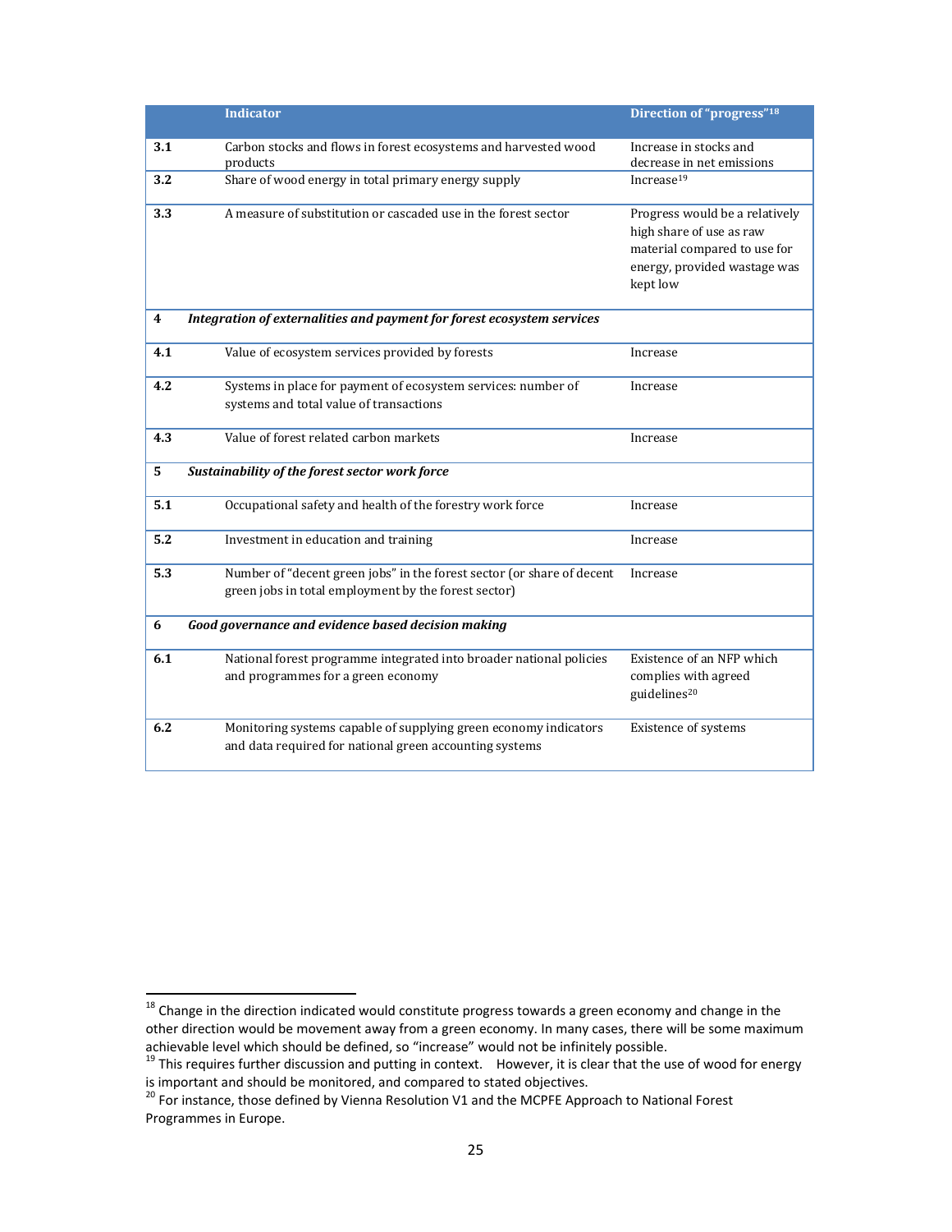| | Indicator | Direction of "progress"[18] |
|---|---|---|
| **3.1** | Carbon stocks and flows in forest ecosystems and harvested wood products | Increase in stocks and decrease in net emissions |
| **3.2** | Share of wood energy in total primary energy supply | Increase[19] |
| **3.3** | A measure of substitution or cascaded use in the forest sector | Progress would be a relatively high share of use as raw material compared to use for energy, provided wastage was kept low |
| **4** | ***Integration of externalities and payment for forest ecosystem services*** | |
| **4.1** | Value of ecosystem services provided by forests | Increase |
| **4.2** | Systems in place for payment of ecosystem services: number of systems and total value of transactions | Increase |
| **4.3** | Value of forest related carbon markets | Increase |
| **5** | ***Sustainability of the forest sector work force*** | |
| **5.1** | Occupational safety and health of the forestry work force | Increase |
| **5.2** | Investment in education and training | Increase |
| **5.3** | Number of "decent green jobs" in the forest sector (or share of decent green jobs in total employment by the forest sector) | Increase |
| **6** | ***Good governance and evidence based decision making*** | |
| **6.1** | National forest programme integrated into broader national policies and programmes for a green economy | Existence of an NFP which complies with agreed guidelines[20] |
| **6.2** | Monitoring systems capable of supplying green economy indicators and data required for national green accounting systems | Existence of systems |

[18] Change in the direction indicated would constitute progress towards a green economy and change in the other direction would be movement away from a green economy. In many cases, there will be some maximum achievable level which should be defined, so "increase" would not be infinitely possible.

[19] This requires further discussion and putting in context. However, it is clear that the use of wood for energy is important and should be monitored, and compared to stated objectives.

[20] For instance, those defined by Vienna Resolution V1 and the MCPFE Approach to National Forest Programmes in Europe.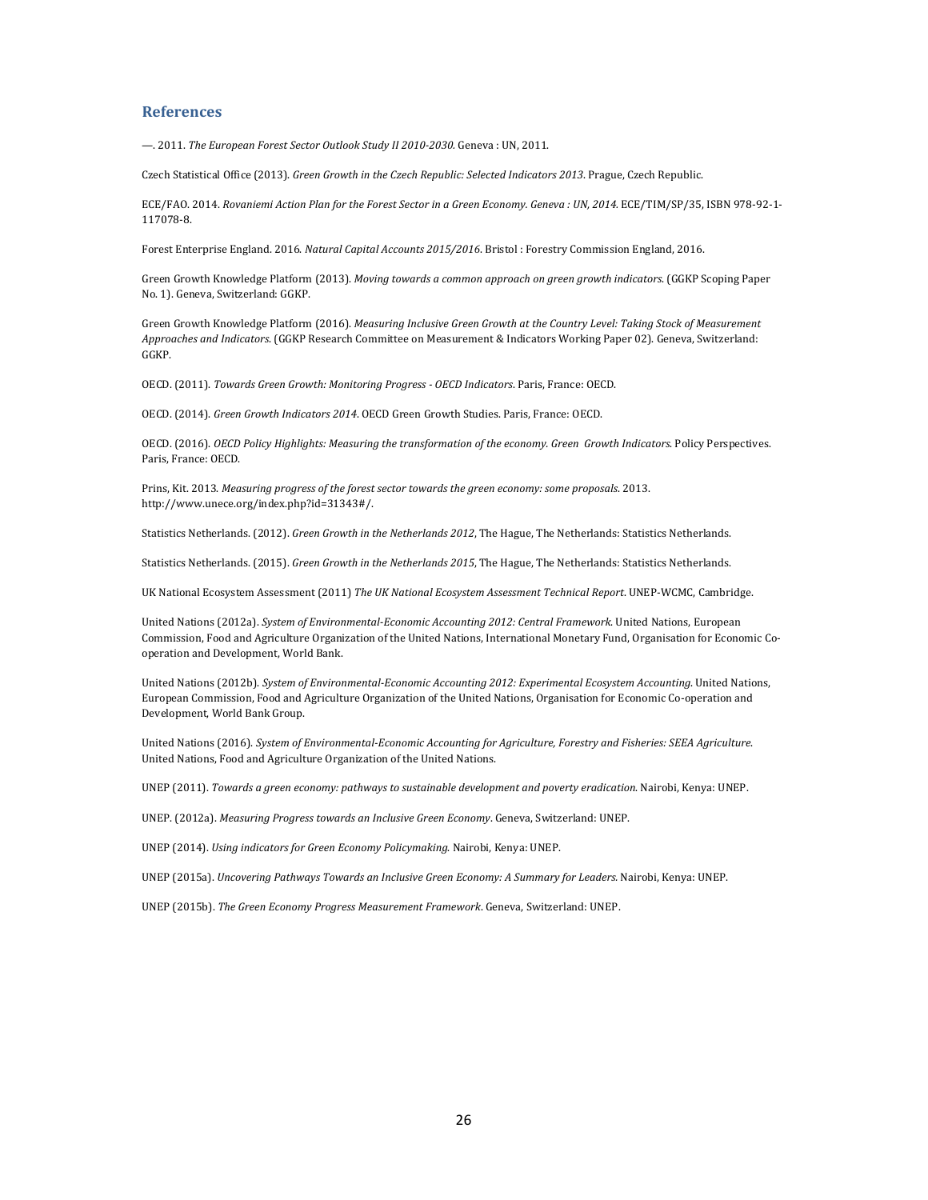## References

—. 2011. *The European Forest Sector Outlook Study II 2010-2030*. Geneva : UN, 2011.

Czech Statistical Office (2013). *Green Growth in the Czech Republic: Selected Indicators 2013*. Prague, Czech Republic.

ECE/FAO. 2014. *Rovaniemi Action Plan for the Forest Sector in a Green Economy. Geneva : UN, 2014.* ECE/TIM/SP/35, ISBN 978-92-1-117078-8.

Forest Enterprise England. 2016. *Natural Capital Accounts 2015/2016*. Bristol : Forestry Commission England, 2016.

Green Growth Knowledge Platform (2013). *Moving towards a common approach on green growth indicators*. (GGKP Scoping Paper No. 1). Geneva, Switzerland: GGKP.

Green Growth Knowledge Platform (2016). *Measuring Inclusive Green Growth at the Country Level: Taking Stock of Measurement Approaches and Indicators*. (GGKP Research Committee on Measurement & Indicators Working Paper 02). Geneva, Switzerland: GGKP.

OECD. (2011). *Towards Green Growth: Monitoring Progress - OECD Indicators*. Paris, France: OECD.

OECD. (2014). *Green Growth Indicators 2014*. OECD Green Growth Studies. Paris, France: OECD.

OECD. (2016). *OECD Policy Highlights: Measuring the transformation of the economy. Green Growth Indicators.* Policy Perspectives. Paris, France: OECD.

Prins, Kit. 2013. *Measuring progress of the forest sector towards the green economy: some proposals*. 2013. http://www.unece.org/index.php?id=31343#/.

Statistics Netherlands. (2012). *Green Growth in the Netherlands 2012*, The Hague, The Netherlands: Statistics Netherlands.

Statistics Netherlands. (2015). *Green Growth in the Netherlands 2015*, The Hague, The Netherlands: Statistics Netherlands.

UK National Ecosystem Assessment (2011) *The UK National Ecosystem Assessment Technical Report*. UNEP-WCMC, Cambridge.

United Nations (2012a). *System of Environmental-Economic Accounting 2012: Central Framework*. United Nations, European Commission, Food and Agriculture Organization of the United Nations, International Monetary Fund, Organisation for Economic Co-operation and Development, World Bank.

United Nations (2012b). *System of Environmental-Economic Accounting 2012: Experimental Ecosystem Accounting*. United Nations, European Commission, Food and Agriculture Organization of the United Nations, Organisation for Economic Co-operation and Development, World Bank Group.

United Nations (2016). *System of Environmental-Economic Accounting for Agriculture, Forestry and Fisheries: SEEA Agriculture.* United Nations, Food and Agriculture Organization of the United Nations.

UNEP (2011). *Towards a green economy: pathways to sustainable development and poverty eradication*. Nairobi, Kenya: UNEP.

UNEP. (2012a). *Measuring Progress towards an Inclusive Green Economy*. Geneva, Switzerland: UNEP.

UNEP (2014). *Using indicators for Green Economy Policymaking.* Nairobi, Kenya: UNEP.

UNEP (2015a). *Uncovering Pathways Towards an Inclusive Green Economy: A Summary for Leaders*. Nairobi, Kenya: UNEP.

UNEP (2015b). *The Green Economy Progress Measurement Framework*. Geneva, Switzerland: UNEP.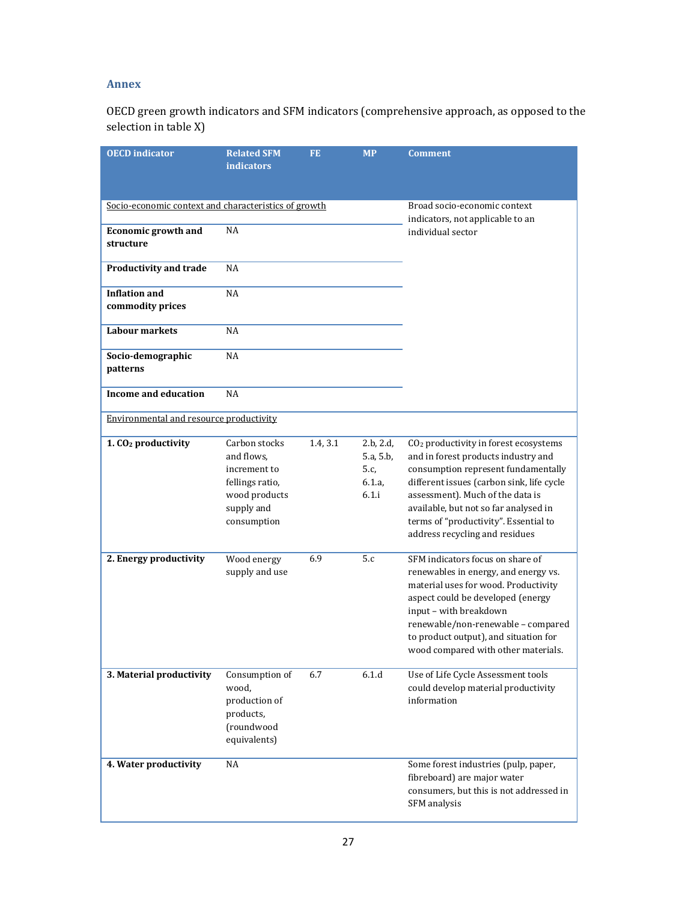### Annex

OECD green growth indicators and SFM indicators (comprehensive approach, as opposed to the selection in table X)

| OECD indicator | Related SFM indicators | FE | MP | Comment |
|---|---|---|---|---|
| Socio-economic context and characteristics of growth | | | | Broad socio-economic context indicators, not applicable to an individual sector |
| **Economic growth and structure** | NA | | | |
| **Productivity and trade** | NA | | | |
| **Inflation and commodity prices** | NA | | | |
| **Labour markets** | NA | | | |
| **Socio-demographic patterns** | NA | | | |
| **Income and education** | NA | | | |
| Environmental and resource productivity | | | | |
| **1. $CO_2$ productivity** | Carbon stocks and flows, increment to fellings ratio, wood products supply and consumption | 1.4, 3.1 | 2.b, 2.d, 5.a, 5.b, 5.c, 6.1.a, 6.1.i | $CO_2$ productivity in forest ecosystems and in forest products industry and consumption represent fundamentally different issues (carbon sink, life cycle assessment). Much of the data is available, but not so far analysed in terms of "productivity". Essential to address recycling and residues |
| **2. Energy productivity** | Wood energy supply and use | 6.9 | 5.c | SFM indicators focus on share of renewables in energy, and energy vs. material uses for wood. Productivity aspect could be developed (energy input – with breakdown renewable/non-renewable – compared to product output), and situation for wood compared with other materials. |
| **3. Material productivity** | Consumption of wood, production of products, (roundwood equivalents) | 6.7 | 6.1.d | Use of Life Cycle Assessment tools could develop material productivity information |
| **4. Water productivity** | NA | | | Some forest industries (pulp, paper, fibreboard) are major water consumers, but this is not addressed in SFM analysis |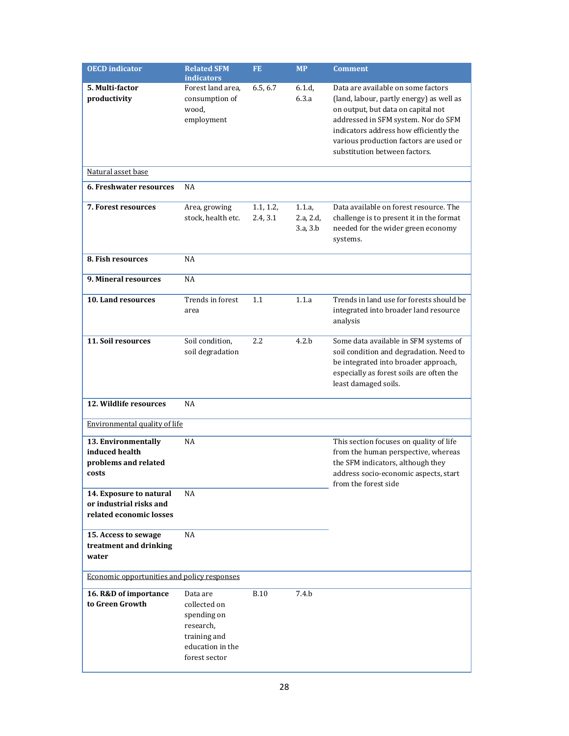| OECD indicator | Related SFM indicators | FE | MP | Comment |
|---|---|---|---|---|
| **5. Multi-factor productivity** | Forest land area, consumption of wood, employment | 6.5, 6.7 | 6.1.d, 6.3.a | Data are available on some factors (land, labour, partly energy) as well as on output, but data on capital not addressed in SFM system. Nor do SFM indicators address how efficiently the various production factors are used or substitution between factors. |
| Natural asset base | | | | |
| **6. Freshwater resources** | NA | | | |
| **7. Forest resources** | Area, growing stock, health etc. | 1.1, 1.2, 2.4, 3.1 | 1.1.a, 2.a, 2.d, 3.a, 3.b | Data available on forest resource. The challenge is to present it in the format needed for the wider green economy systems. |
| **8. Fish resources** | NA | | | |
| **9. Mineral resources** | NA | | | |
| **10. Land resources** | Trends in forest area | 1.1 | 1.1.a | Trends in land use for forests should be integrated into broader land resource analysis |
| **11. Soil resources** | Soil condition, soil degradation | 2.2 | 4.2.b | Some data available in SFM systems of soil condition and degradation. Need to be integrated into broader approach, especially as forest soils are often the least damaged soils. |
| **12. Wildlife resources** | NA | | | |
| Environmental quality of life | | | | |
| **13. Environmentally induced health problems and related costs** | NA | | | This section focuses on quality of life from the human perspective, whereas the SFM indicators, although they address socio-economic aspects, start from the forest side |
| **14. Exposure to natural or industrial risks and related economic losses** | NA | | | |
| **15. Access to sewage treatment and drinking water** | NA | | | |
| Economic opportunities and policy responses | | | | |
| **16. R&D of importance to Green Growth** | Data are collected on spending on research, training and education in the forest sector | B.10 | 7.4.b | |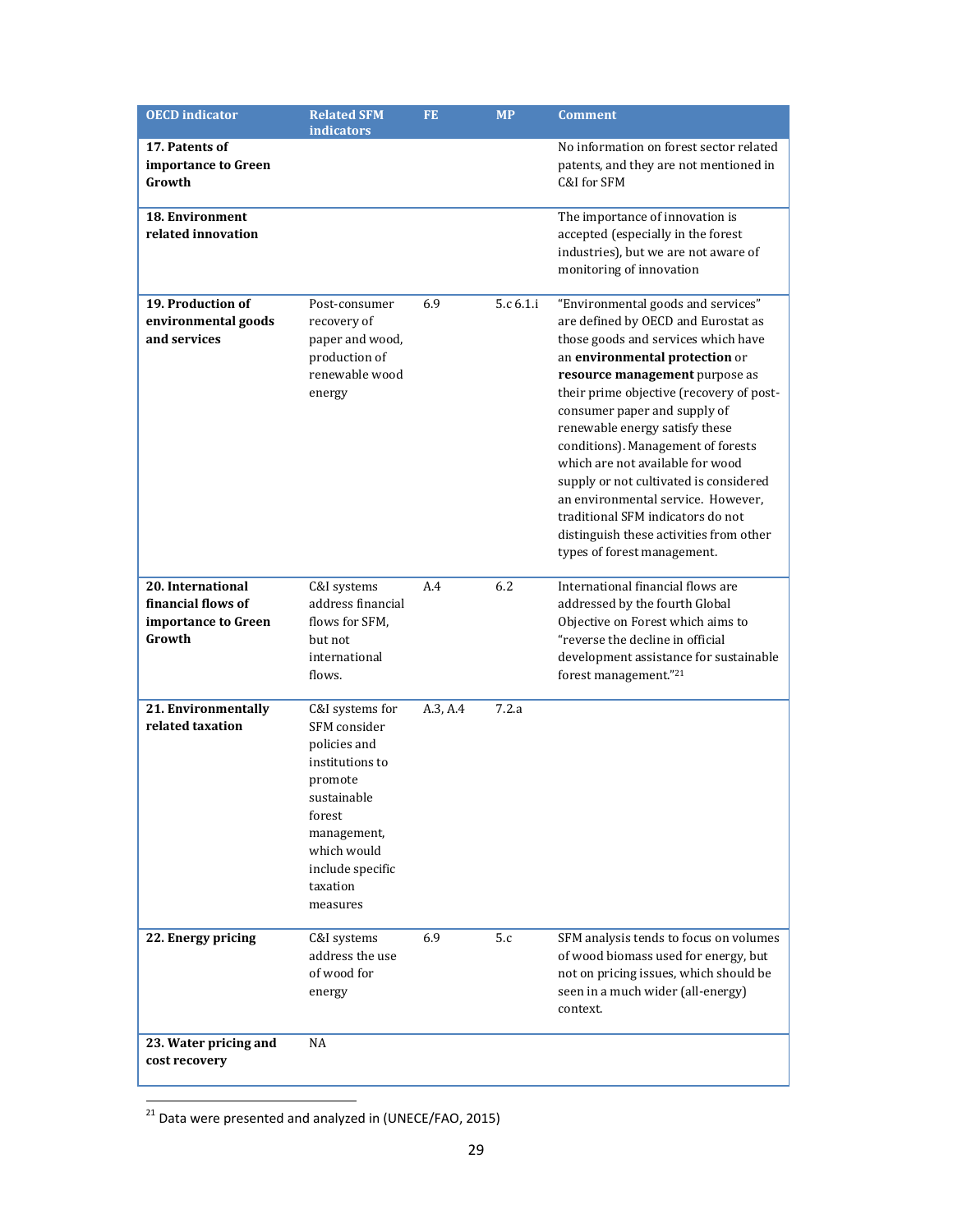| OECD indicator | Related SFM indicators | FE | MP | Comment |
|---|---|---|---|---|
| **17. Patents of importance to Green Growth** | | | | No information on forest sector related patents, and they are not mentioned in C&I for SFM |
| **18. Environment related innovation** | | | | The importance of innovation is accepted (especially in the forest industries), but we are not aware of monitoring of innovation |
| **19. Production of environmental goods and services** | Post-consumer recovery of paper and wood, production of renewable wood energy | 6.9 | 5.c 6.1.i | "Environmental goods and services" are defined by OECD and Eurostat as those goods and services which have an **environmental protection** or **resource management** purpose as their prime objective (recovery of post-consumer paper and supply of renewable energy satisfy these conditions). Management of forests which are not available for wood supply or not cultivated is considered an environmental service. However, traditional SFM indicators do not distinguish these activities from other types of forest management. |
| **20. International financial flows of importance to Green Growth** | C&I systems address financial flows for SFM, but not international flows. | A.4 | 6.2 | International financial flows are addressed by the fourth Global Objective on Forest which aims to "reverse the decline in official development assistance for sustainable forest management."[21] |
| **21. Environmentally related taxation** | C&I systems for SFM consider policies and institutions to promote sustainable forest management, which would include specific taxation measures | A.3, A.4 | 7.2.a | |
| **22. Energy pricing** | C&I systems address the use of wood for energy | 6.9 | 5.c | SFM analysis tends to focus on volumes of wood biomass used for energy, but not on pricing issues, which should be seen in a much wider (all-energy) context. |
| **23. Water pricing and cost recovery** | NA | | | |

[21] Data were presented and analyzed in (UNECE/FAO, 2015)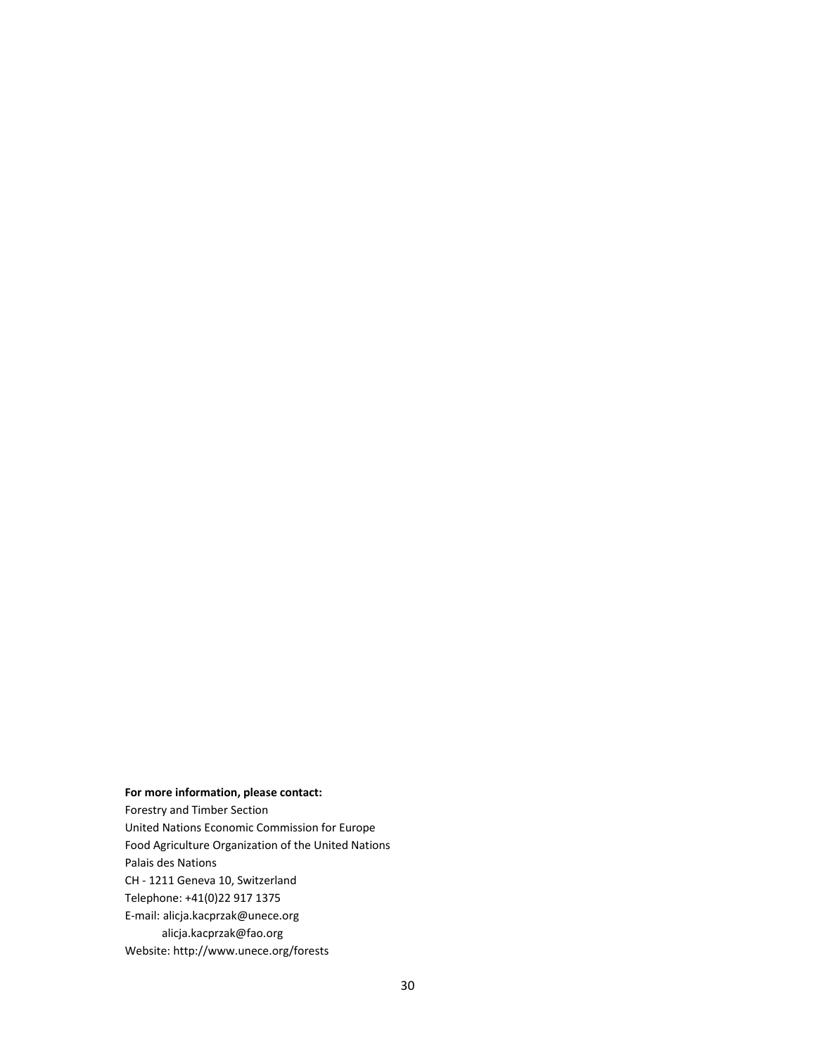**For more information, please contact:**

Forestry and Timber Section

United Nations Economic Commission for Europe

Food Agriculture Organization of the United Nations

Palais des Nations

CH - 1211 Geneva 10, Switzerland

Telephone: +41(0)22 917 1375

E-mail: alicja.kacprzak@unece.org

alicja.kacprzak@fao.org

Website: http://www.unece.org/forests